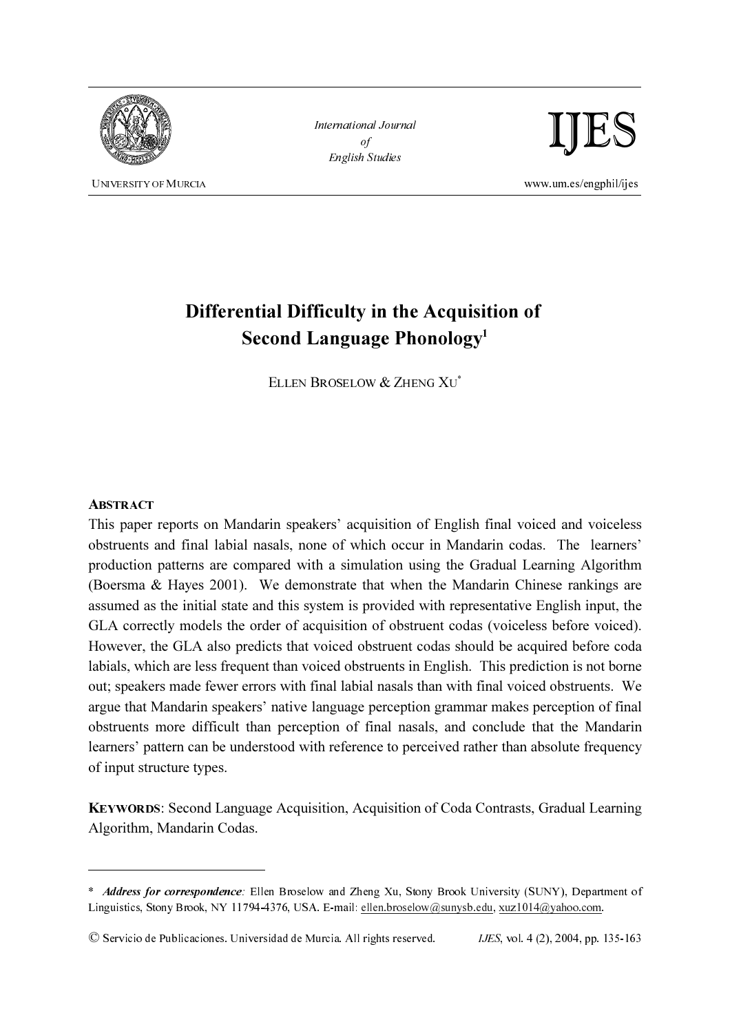# Differential Difficulty in the Acquisition of Second Language Phonology[1]

ELLEN BROSELOW & ZHENG XU[*]

**ABSTRACT**

This paper reports on Mandarin speakers' acquisition of English final voiced and voiceless obstruents and final labial nasals, none of which occur in Mandarin codas. The learners' production patterns are compared with a simulation using the Gradual Learning Algorithm (Boersma & Hayes 2001). We demonstrate that when the Mandarin Chinese rankings are assumed as the initial state and this system is provided with representative English input, the GLA correctly models the order of acquisition of obstruent codas (voiceless before voiced). However, the GLA also predicts that voiced obstruent codas should be acquired before coda labials, which are less frequent than voiced obstruents in English. This prediction is not borne out; speakers made fewer errors with final labial nasals than with final voiced obstruents. We argue that Mandarin speakers' native language perception grammar makes perception of final obstruents more difficult than perception of final nasals, and conclude that the Mandarin learners' pattern can be understood with reference to perceived rather than absolute frequency of input structure types.

**KEYWORDS**: Second Language Acquisition, Acquisition of Coda Contrasts, Gradual Learning Algorithm, Mandarin Codas.

---

[*] ***Address for correspondence:*** Ellen Broselow and Zheng Xu, Stony Brook University (SUNY), Department of Linguistics, Stony Brook, NY 11794-4376, USA. E-mail: ellen.broselow@sunysb.edu, xuz1014@yahoo.com.

© Servicio de Publicaciones. Universidad de Murcia. All rights reserved.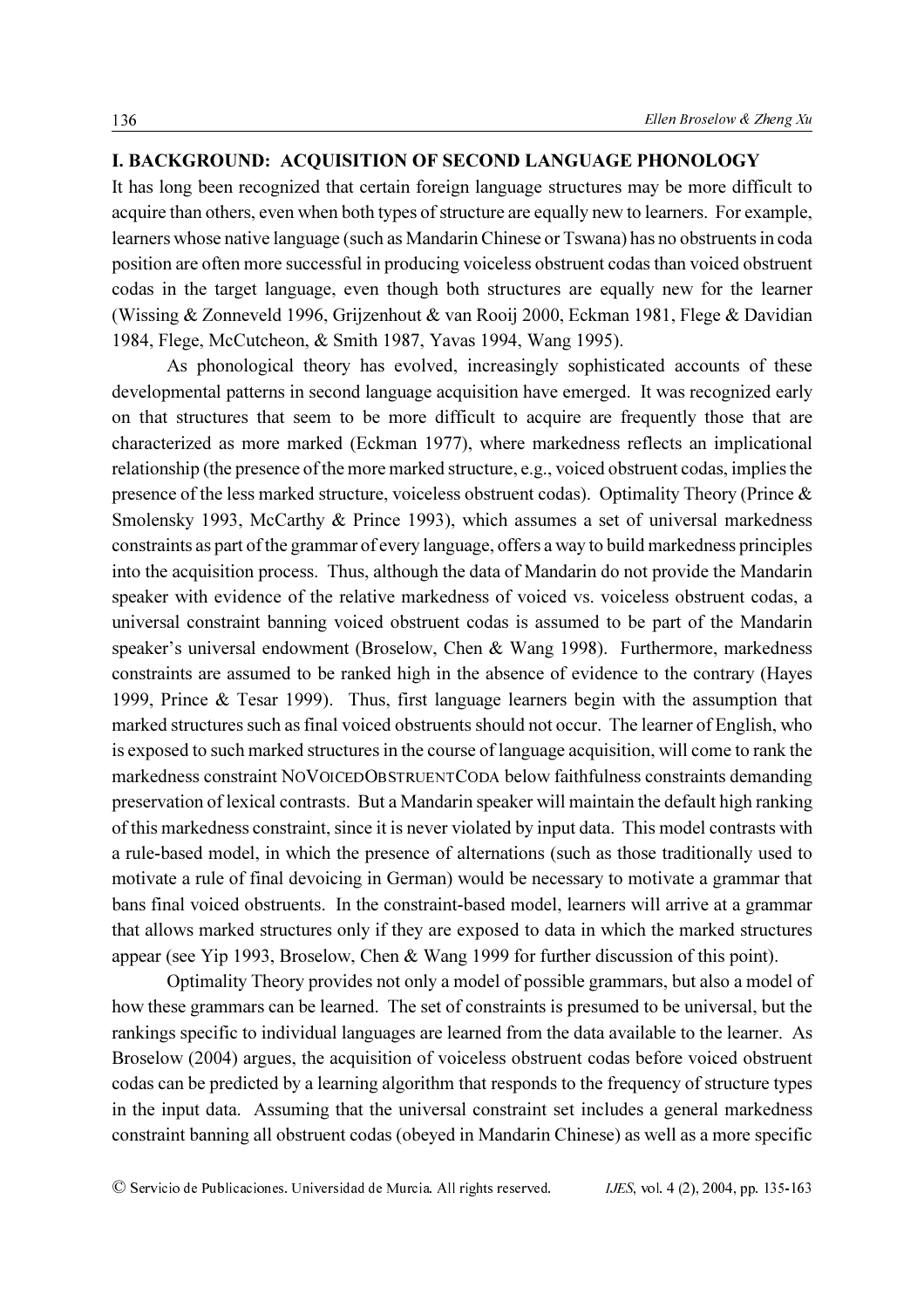## I. BACKGROUND: ACQUISITION OF SECOND LANGUAGE PHONOLOGY

It has long been recognized that certain foreign language structures may be more difficult to acquire than others, even when both types of structure are equally new to learners. For example, learners whose native language (such as Mandarin Chinese or Tswana) has no obstruents in coda position are often more successful in producing voiceless obstruent codas than voiced obstruent codas in the target language, even though both structures are equally new for the learner (Wissing & Zonneveld 1996, Grijzenhout & van Rooij 2000, Eckman 1981, Flege & Davidian 1984, Flege, McCutcheon, & Smith 1987, Yavas 1994, Wang 1995).

As phonological theory has evolved, increasingly sophisticated accounts of these developmental patterns in second language acquisition have emerged. It was recognized early on that structures that seem to be more difficult to acquire are frequently those that are characterized as more marked (Eckman 1977), where markedness reflects an implicational relationship (the presence of the more marked structure, e.g., voiced obstruent codas, implies the presence of the less marked structure, voiceless obstruent codas). Optimality Theory (Prince & Smolensky 1993, McCarthy & Prince 1993), which assumes a set of universal markedness constraints as part of the grammar of every language, offers a way to build markedness principles into the acquisition process. Thus, although the data of Mandarin do not provide the Mandarin speaker with evidence of the relative markedness of voiced vs. voiceless obstruent codas, a universal constraint banning voiced obstruent codas is assumed to be part of the Mandarin speaker's universal endowment (Broselow, Chen & Wang 1998). Furthermore, markedness constraints are assumed to be ranked high in the absence of evidence to the contrary (Hayes 1999, Prince & Tesar 1999). Thus, first language learners begin with the assumption that marked structures such as final voiced obstruents should not occur. The learner of English, who is exposed to such marked structures in the course of language acquisition, will come to rank the markedness constraint NOVOICEDOBSTRUENTCODA below faithfulness constraints demanding preservation of lexical contrasts. But a Mandarin speaker will maintain the default high ranking of this markedness constraint, since it is never violated by input data. This model contrasts with a rule-based model, in which the presence of alternations (such as those traditionally used to motivate a rule of final devoicing in German) would be necessary to motivate a grammar that bans final voiced obstruents. In the constraint-based model, learners will arrive at a grammar that allows marked structures only if they are exposed to data in which the marked structures appear (see Yip 1993, Broselow, Chen & Wang 1999 for further discussion of this point).

Optimality Theory provides not only a model of possible grammars, but also a model of how these grammars can be learned. The set of constraints is presumed to be universal, but the rankings specific to individual languages are learned from the data available to the learner. As Broselow (2004) argues, the acquisition of voiceless obstruent codas before voiced obstruent codas can be predicted by a learning algorithm that responds to the frequency of structure types in the input data. Assuming that the universal constraint set includes a general markedness constraint banning all obstruent codas (obeyed in Mandarin Chinese) as well as a more specific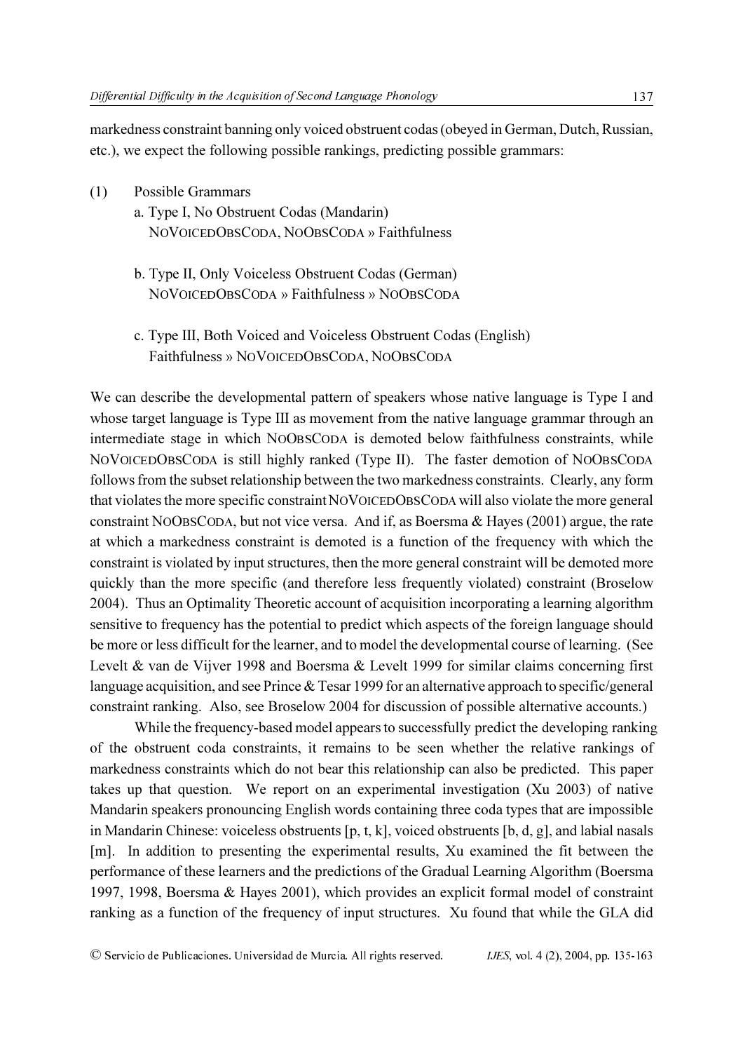markedness constraint banning only voiced obstruent codas (obeyed in German, Dutch, Russian, etc.), we expect the following possible rankings, predicting possible grammars:

(1) Possible Grammars

a. Type I, No Obstruent Codas (Mandarin)
NoVoicedObsCoda, NoObsCoda » Faithfulness

b. Type II, Only Voiceless Obstruent Codas (German)
NoVoicedObsCoda » Faithfulness » NoObsCoda

c. Type III, Both Voiced and Voiceless Obstruent Codas (English)
Faithfulness » NoVoicedObsCoda, NoObsCoda

We can describe the developmental pattern of speakers whose native language is Type I and whose target language is Type III as movement from the native language grammar through an intermediate stage in which NoObsCoda is demoted below faithfulness constraints, while NoVoicedObsCoda is still highly ranked (Type II). The faster demotion of NoObsCoda follows from the subset relationship between the two markedness constraints. Clearly, any form that violates the more specific constraint NoVoicedObsCoda will also violate the more general constraint NoObsCoda, but not vice versa. And if, as Boersma & Hayes (2001) argue, the rate at which a markedness constraint is demoted is a function of the frequency with which the constraint is violated by input structures, then the more general constraint will be demoted more quickly than the more specific (and therefore less frequently violated) constraint (Broselow 2004). Thus an Optimality Theoretic account of acquisition incorporating a learning algorithm sensitive to frequency has the potential to predict which aspects of the foreign language should be more or less difficult for the learner, and to model the developmental course of learning. (See Levelt & van de Vijver 1998 and Boersma & Levelt 1999 for similar claims concerning first language acquisition, and see Prince & Tesar 1999 for an alternative approach to specific/general constraint ranking. Also, see Broselow 2004 for discussion of possible alternative accounts.)

While the frequency-based model appears to successfully predict the developing ranking of the obstruent coda constraints, it remains to be seen whether the relative rankings of markedness constraints which do not bear this relationship can also be predicted. This paper takes up that question. We report on an experimental investigation (Xu 2003) of native Mandarin speakers pronouncing English words containing three coda types that are impossible in Mandarin Chinese: voiceless obstruents [p, t, k], voiced obstruents [b, d, g], and labial nasals [m]. In addition to presenting the experimental results, Xu examined the fit between the performance of these learners and the predictions of the Gradual Learning Algorithm (Boersma 1997, 1998, Boersma & Hayes 2001), which provides an explicit formal model of constraint ranking as a function of the frequency of input structures. Xu found that while the GLA did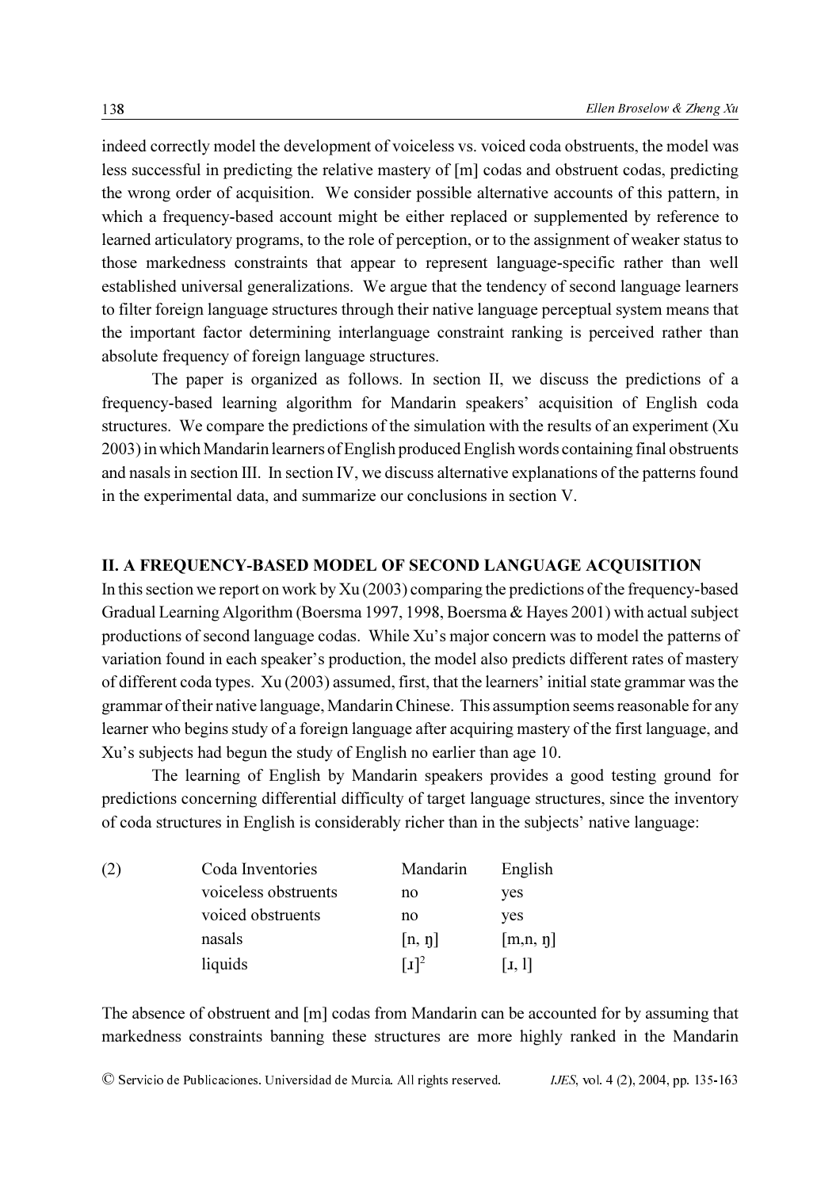indeed correctly model the development of voiceless vs. voiced coda obstruents, the model was less successful in predicting the relative mastery of [m] codas and obstruent codas, predicting the wrong order of acquisition. We consider possible alternative accounts of this pattern, in which a frequency-based account might be either replaced or supplemented by reference to learned articulatory programs, to the role of perception, or to the assignment of weaker status to those markedness constraints that appear to represent language-specific rather than well established universal generalizations. We argue that the tendency of second language learners to filter foreign language structures through their native language perceptual system means that the important factor determining interlanguage constraint ranking is perceived rather than absolute frequency of foreign language structures.

The paper is organized as follows. In section II, we discuss the predictions of a frequency-based learning algorithm for Mandarin speakers' acquisition of English coda structures. We compare the predictions of the simulation with the results of an experiment (Xu 2003) in which Mandarin learners of English produced English words containing final obstruents and nasals in section III. In section IV, we discuss alternative explanations of the patterns found in the experimental data, and summarize our conclusions in section V.

## II. A FREQUENCY-BASED MODEL OF SECOND LANGUAGE ACQUISITION

In this section we report on work by Xu (2003) comparing the predictions of the frequency-based Gradual Learning Algorithm (Boersma 1997, 1998, Boersma & Hayes 2001) with actual subject productions of second language codas. While Xu's major concern was to model the patterns of variation found in each speaker's production, the model also predicts different rates of mastery of different coda types. Xu (2003) assumed, first, that the learners' initial state grammar was the grammar of their native language, Mandarin Chinese. This assumption seems reasonable for any learner who begins study of a foreign language after acquiring mastery of the first language, and Xu's subjects had begun the study of English no earlier than age 10.

The learning of English by Mandarin speakers provides a good testing ground for predictions concerning differential difficulty of target language structures, since the inventory of coda structures in English is considerably richer than in the subjects' native language:

(2)

| Coda Inventories | Mandarin | English |
|---|---|---|
| voiceless obstruents | no | yes |
| voiced obstruents | no | yes |
| nasals | [n, ŋ] | [m,n, ŋ] |
| liquids | [ɹ][2] | [ɹ, l] |

The absence of obstruent and [m] codas from Mandarin can be accounted for by assuming that markedness constraints banning these structures are more highly ranked in the Mandarin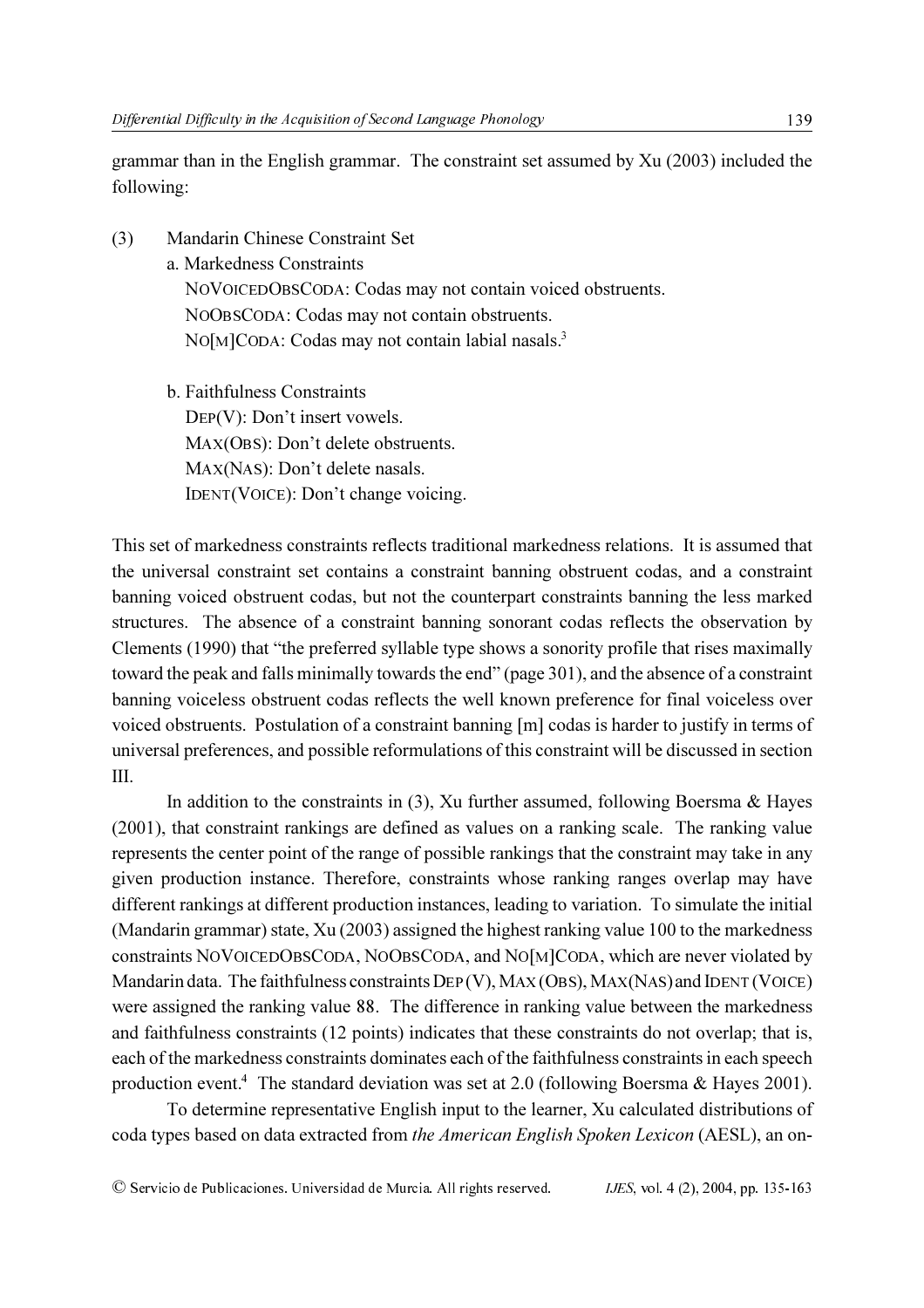grammar than in the English grammar. The constraint set assumed by Xu (2003) included the following:

(3) Mandarin Chinese Constraint Set

a. Markedness Constraints

NOVOICEDOBSCODA: Codas may not contain voiced obstruents.

NOOBSCODA: Codas may not contain obstruents.

NO[M]CODA: Codas may not contain labial nasals.[3]

b. Faithfulness Constraints

DEP(V): Don't insert vowels.

MAX(OBS): Don't delete obstruents.

MAX(NAS): Don't delete nasals.

IDENT(VOICE): Don't change voicing.

This set of markedness constraints reflects traditional markedness relations. It is assumed that the universal constraint set contains a constraint banning obstruent codas, and a constraint banning voiced obstruent codas, but not the counterpart constraints banning the less marked structures. The absence of a constraint banning sonorant codas reflects the observation by Clements (1990) that "the preferred syllable type shows a sonority profile that rises maximally toward the peak and falls minimally towards the end" (page 301), and the absence of a constraint banning voiceless obstruent codas reflects the well known preference for final voiceless over voiced obstruents. Postulation of a constraint banning [m] codas is harder to justify in terms of universal preferences, and possible reformulations of this constraint will be discussed in section III.

In addition to the constraints in (3), Xu further assumed, following Boersma & Hayes (2001), that constraint rankings are defined as values on a ranking scale. The ranking value represents the center point of the range of possible rankings that the constraint may take in any given production instance. Therefore, constraints whose ranking ranges overlap may have different rankings at different production instances, leading to variation. To simulate the initial (Mandarin grammar) state, Xu (2003) assigned the highest ranking value 100 to the markedness constraints NOVOICEDOBSCODA, NOOBSCODA, and NO[M]CODA, which are never violated by Mandarin data. The faithfulness constraints DEP (V), MAX (OBS), MAX(NAS) and IDENT (VOICE) were assigned the ranking value 88. The difference in ranking value between the markedness and faithfulness constraints (12 points) indicates that these constraints do not overlap; that is, each of the markedness constraints dominates each of the faithfulness constraints in each speech production event.[4] The standard deviation was set at 2.0 (following Boersma & Hayes 2001).

To determine representative English input to the learner, Xu calculated distributions of coda types based on data extracted from *the American English Spoken Lexicon* (AESL), an on-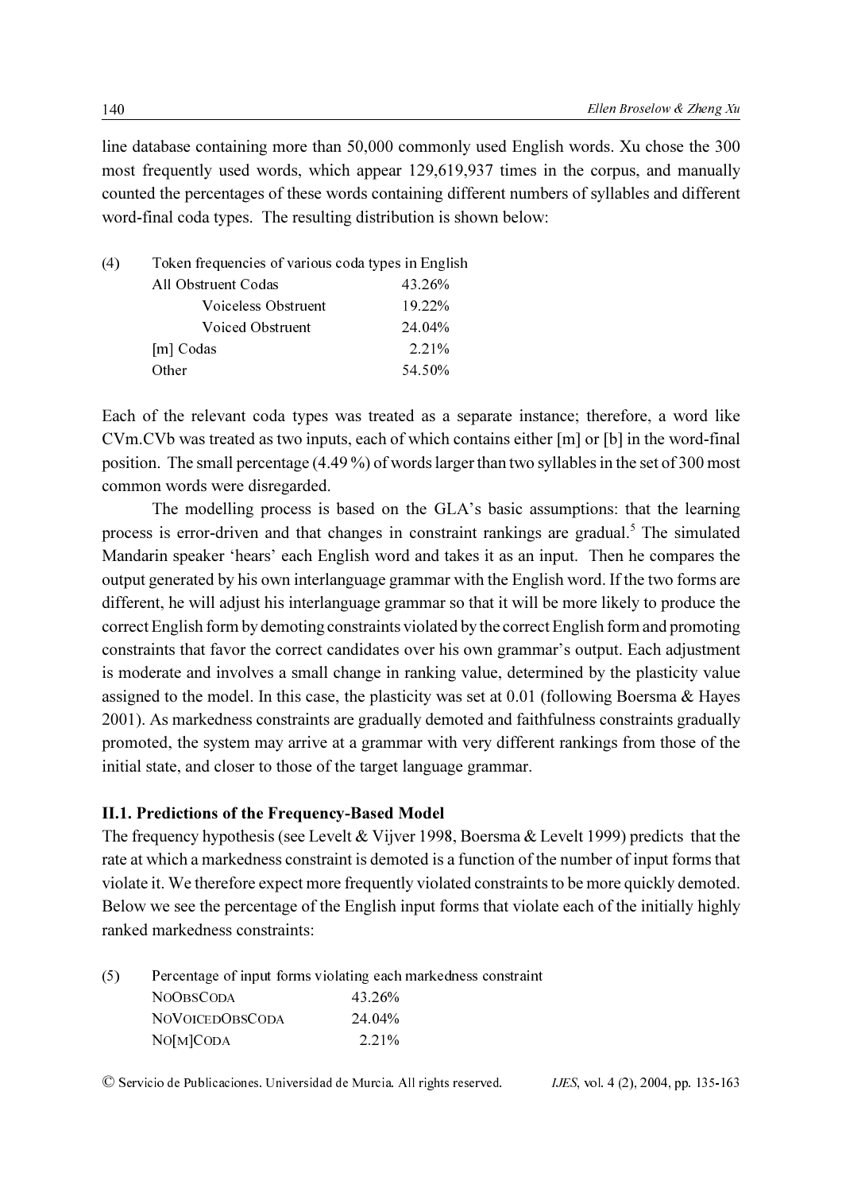line database containing more than 50,000 commonly used English words. Xu chose the 300 most frequently used words, which appear 129,619,937 times in the corpus, and manually counted the percentages of these words containing different numbers of syllables and different word-final coda types. The resulting distribution is shown below:

(4) Token frequencies of various coda types in English

| | |
|---|---|
| All Obstruent Codas | 43.26% |
| Voiceless Obstruent | 19.22% |
| Voiced Obstruent | 24.04% |
| [m] Codas | 2.21% |
| Other | 54.50% |

Each of the relevant coda types was treated as a separate instance; therefore, a word like CVm.CVb was treated as two inputs, each of which contains either [m] or [b] in the word-final position. The small percentage (4.49 %) of words larger than two syllables in the set of 300 most common words were disregarded.

The modelling process is based on the GLA's basic assumptions: that the learning process is error-driven and that changes in constraint rankings are gradual.[5] The simulated Mandarin speaker 'hears' each English word and takes it as an input. Then he compares the output generated by his own interlanguage grammar with the English word. If the two forms are different, he will adjust his interlanguage grammar so that it will be more likely to produce the correct English form by demoting constraints violated by the correct English form and promoting constraints that favor the correct candidates over his own grammar's output. Each adjustment is moderate and involves a small change in ranking value, determined by the plasticity value assigned to the model. In this case, the plasticity was set at 0.01 (following Boersma & Hayes 2001). As markedness constraints are gradually demoted and faithfulness constraints gradually promoted, the system may arrive at a grammar with very different rankings from those of the initial state, and closer to those of the target language grammar.

## II.1. Predictions of the Frequency-Based Model

The frequency hypothesis (see Levelt & Vijver 1998, Boersma & Levelt 1999) predicts that the rate at which a markedness constraint is demoted is a function of the number of input forms that violate it. We therefore expect more frequently violated constraints to be more quickly demoted. Below we see the percentage of the English input forms that violate each of the initially highly ranked markedness constraints:

(5) Percentage of input forms violating each markedness constraint

| | |
|---|---|
| NoObsCoda | 43.26% |
| NoVoicedObsCoda | 24.04% |
| No[m]Coda | 2.21% |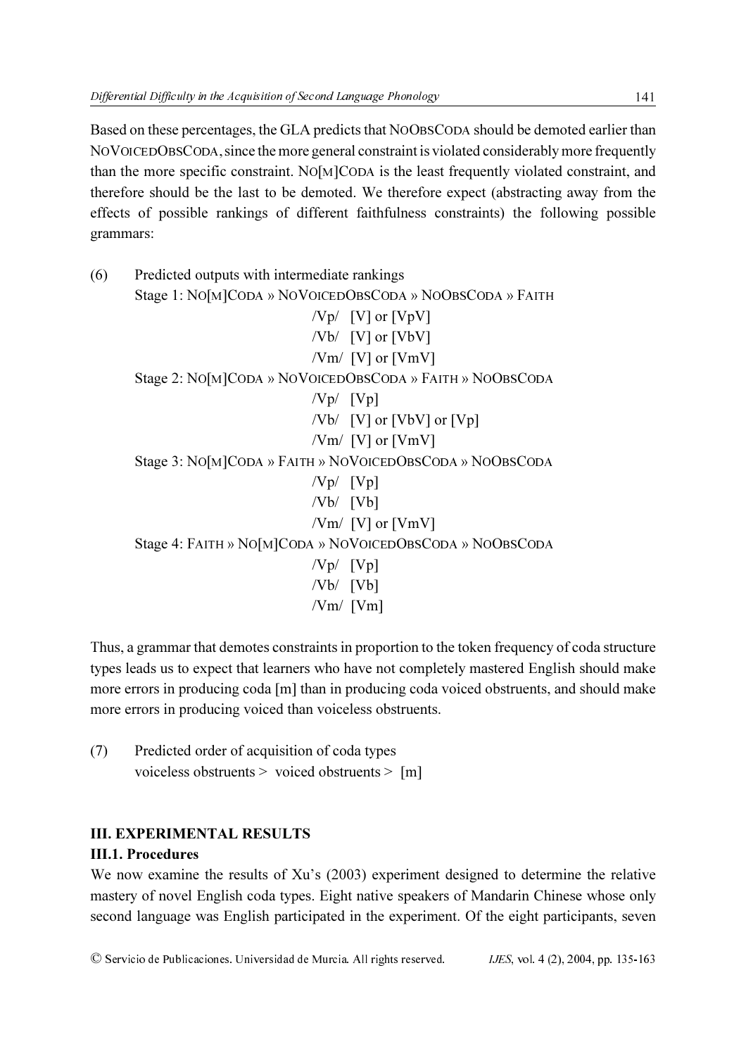Based on these percentages, the GLA predicts that NOOBSCODA should be demoted earlier than NOVOICEDOBSCODA, since the more general constraint is violated considerably more frequently than the more specific constraint. NO[M]CODA is the least frequently violated constraint, and therefore should be the last to be demoted. We therefore expect (abstracting away from the effects of possible rankings of different faithfulness constraints) the following possible grammars:

(6) Predicted outputs with intermediate rankings

Stage 1: NO[M]CODA » NOVOICEDOBSCODA » NOOBSCODA » FAITH

/Vp/ [V] or [VpV]
/Vb/ [V] or [VbV]
/Vm/ [V] or [VmV]

Stage 2: NO[M]CODA » NOVOICEDOBSCODA » FAITH » NOOBSCODA

/Vp/ [Vp]
/Vb/ [V] or [VbV] or [Vp]
/Vm/ [V] or [VmV]

Stage 3: NO[M]CODA » FAITH » NOVOICEDOBSCODA » NOOBSCODA

/Vp/ [Vp]
/Vb/ [Vb]
/Vm/ [V] or [VmV]

Stage 4: FAITH » NO[M]CODA » NOVOICEDOBSCODA » NOOBSCODA

/Vp/ [Vp]
/Vb/ [Vb]
/Vm/ [Vm]

Thus, a grammar that demotes constraints in proportion to the token frequency of coda structure types leads us to expect that learners who have not completely mastered English should make more errors in producing coda [m] than in producing coda voiced obstruents, and should make more errors in producing voiced than voiceless obstruents.

(7) Predicted order of acquisition of coda types

voiceless obstruents > voiced obstruents > [m]

## III. EXPERIMENTAL RESULTS

### III.1. Procedures

We now examine the results of Xu's (2003) experiment designed to determine the relative mastery of novel English coda types. Eight native speakers of Mandarin Chinese whose only second language was English participated in the experiment. Of the eight participants, seven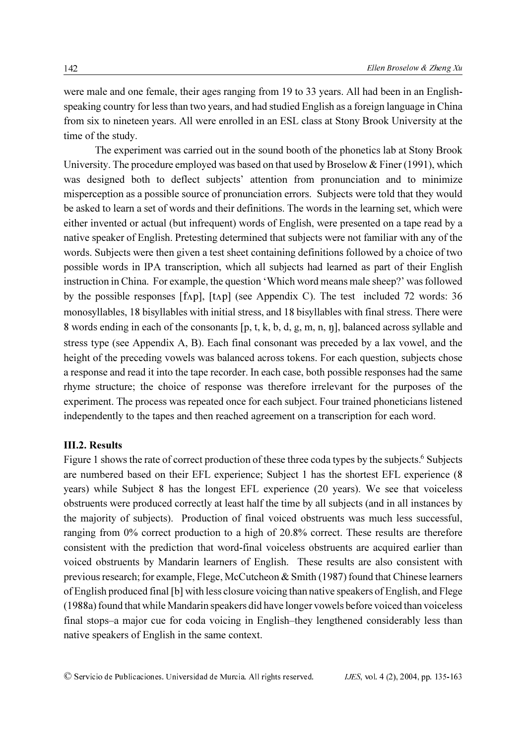were male and one female, their ages ranging from 19 to 33 years. All had been in an English-speaking country for less than two years, and had studied English as a foreign language in China from six to nineteen years. All were enrolled in an ESL class at Stony Brook University at the time of the study.

The experiment was carried out in the sound booth of the phonetics lab at Stony Brook University. The procedure employed was based on that used by Broselow & Finer (1991), which was designed both to deflect subjects' attention from pronunciation and to minimize misperception as a possible source of pronunciation errors. Subjects were told that they would be asked to learn a set of words and their definitions. The words in the learning set, which were either invented or actual (but infrequent) words of English, were presented on a tape read by a native speaker of English. Pretesting determined that subjects were not familiar with any of the words. Subjects were then given a test sheet containing definitions followed by a choice of two possible words in IPA transcription, which all subjects had learned as part of their English instruction in China. For example, the question 'Which word means male sheep?' was followed by the possible responses [fʌp], [tʌp] (see Appendix C). The test included 72 words: 36 monosyllables, 18 bisyllables with initial stress, and 18 bisyllables with final stress. There were 8 words ending in each of the consonants [p, t, k, b, d, g, m, n, ŋ], balanced across syllable and stress type (see Appendix A, B). Each final consonant was preceded by a lax vowel, and the height of the preceding vowels was balanced across tokens. For each question, subjects chose a response and read it into the tape recorder. In each case, both possible responses had the same rhyme structure; the choice of response was therefore irrelevant for the purposes of the experiment. The process was repeated once for each subject. Four trained phoneticians listened independently to the tapes and then reached agreement on a transcription for each word.

### III.2. Results

Figure 1 shows the rate of correct production of these three coda types by the subjects.[6] Subjects are numbered based on their EFL experience; Subject 1 has the shortest EFL experience (8 years) while Subject 8 has the longest EFL experience (20 years). We see that voiceless obstruents were produced correctly at least half the time by all subjects (and in all instances by the majority of subjects). Production of final voiced obstruents was much less successful, ranging from 0% correct production to a high of 20.8% correct. These results are therefore consistent with the prediction that word-final voiceless obstruents are acquired earlier than voiced obstruents by Mandarin learners of English. These results are also consistent with previous research; for example, Flege, McCutcheon & Smith (1987) found that Chinese learners of English produced final [b] with less closure voicing than native speakers of English, and Flege (1988a) found that while Mandarin speakers did have longer vowels before voiced than voiceless final stops–a major cue for coda voicing in English–they lengthened considerably less than native speakers of English in the same context.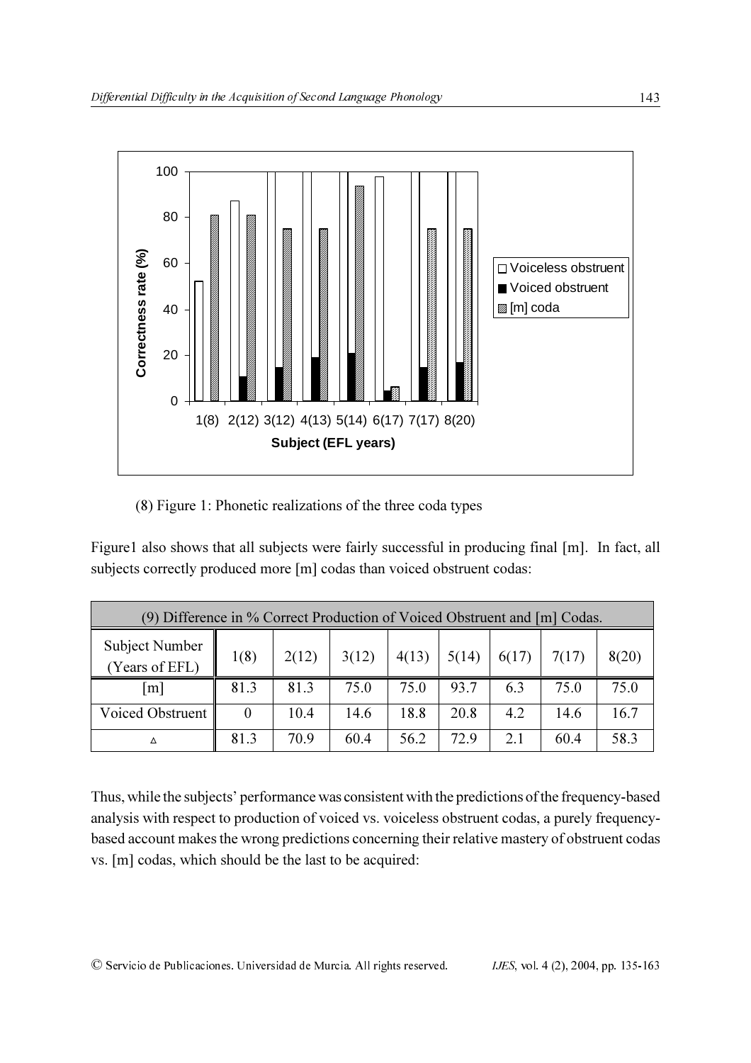(8) Figure 1: Phonetic realizations of the three coda types

Figure1 also shows that all subjects were fairly successful in producing final [m]. In fact, all subjects correctly produced more [m] codas than voiced obstruent codas:

| (9) Difference in % Correct Production of Voiced Obstruent and [m] Codas. | | | | | | | | |
|---|---|---|---|---|---|---|---|---|
| Subject Number (Years of EFL) | 1(8) | 2(12) | 3(12) | 4(13) | 5(14) | 6(17) | 7(17) | 8(20) |
| [m] | 81.3 | 81.3 | 75.0 | 75.0 | 93.7 | 6.3 | 75.0 | 75.0 |
| Voiced Obstruent | 0 | 10.4 | 14.6 | 18.8 | 20.8 | 4.2 | 14.6 | 16.7 |
| Δ | 81.3 | 70.9 | 60.4 | 56.2 | 72.9 | 2.1 | 60.4 | 58.3 |

Thus, while the subjects' performance was consistent with the predictions of the frequency-based analysis with respect to production of voiced vs. voiceless obstruent codas, a purely frequency-based account makes the wrong predictions concerning their relative mastery of obstruent codas vs. [m] codas, which should be the last to be acquired: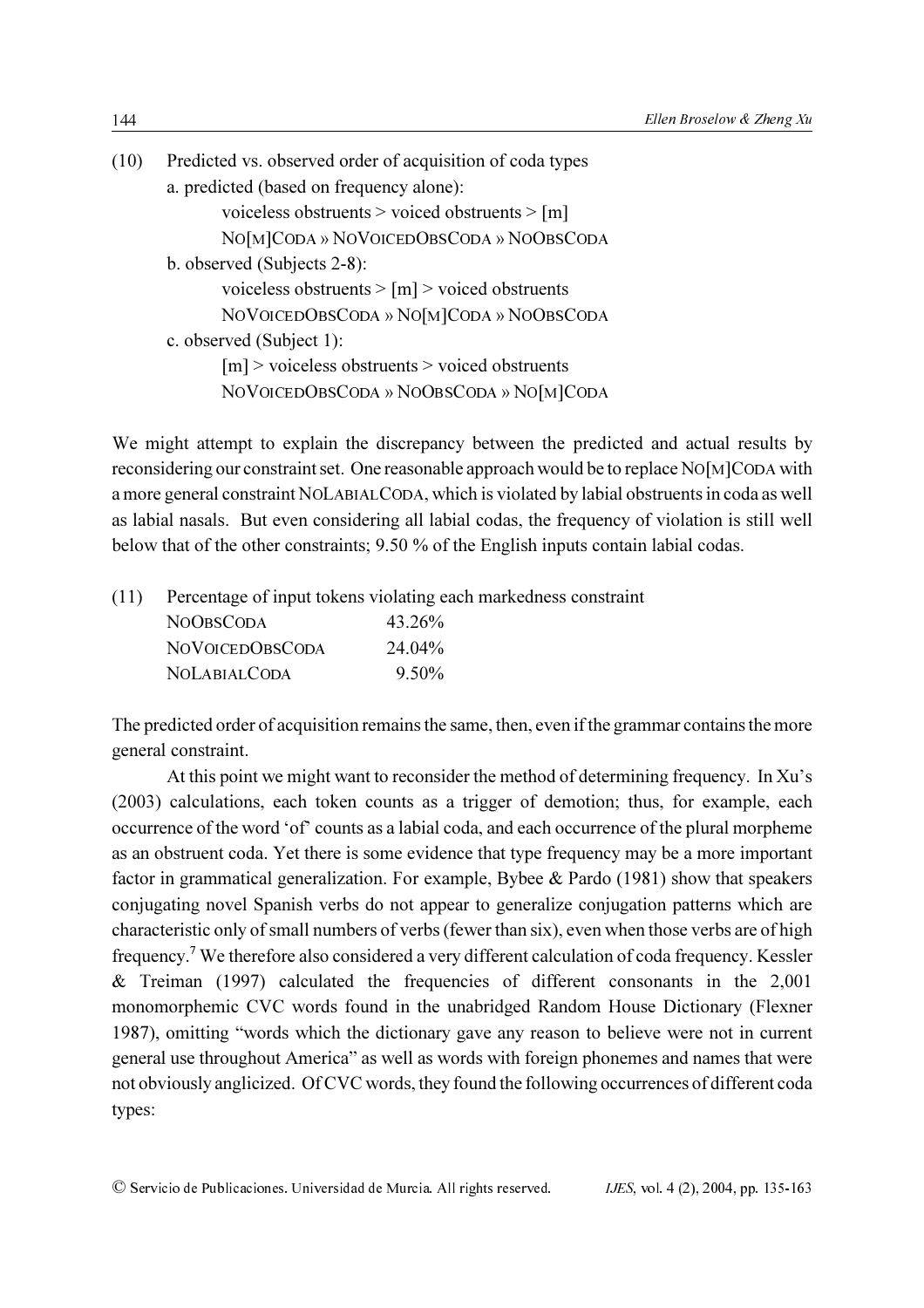(10) Predicted vs. observed order of acquisition of coda types

a. predicted (based on frequency alone):

voiceless obstruents > voiced obstruents > [m]

NO[M]CODA » NOVOICEDOBSCODA » NOOBSCODA

b. observed (Subjects 2-8):

voiceless obstruents > [m] > voiced obstruents

NOVOICEDOBSCODA » NO[M]CODA » NOOBSCODA

c. observed (Subject 1):

[m] > voiceless obstruents > voiced obstruents

NOVOICEDOBSCODA » NOOBSCODA » NO[M]CODA

We might attempt to explain the discrepancy between the predicted and actual results by reconsidering our constraint set. One reasonable approach would be to replace NO[M]CODA with a more general constraint NOLABIALCODA, which is violated by labial obstruents in coda as well as labial nasals. But even considering all labial codas, the frequency of violation is still well below that of the other constraints; 9.50 % of the English inputs contain labial codas.

(11) Percentage of input tokens violating each markedness constraint

| | |
|---|---|
| NOOBSCODA | 43.26% |
| NOVOICEDOBSCODA | 24.04% |
| NOLABIALCODA | 9.50% |

The predicted order of acquisition remains the same, then, even if the grammar contains the more general constraint.

At this point we might want to reconsider the method of determining frequency. In Xu's (2003) calculations, each token counts as a trigger of demotion; thus, for example, each occurrence of the word 'of' counts as a labial coda, and each occurrence of the plural morpheme as an obstruent coda. Yet there is some evidence that type frequency may be a more important factor in grammatical generalization. For example, Bybee & Pardo (1981) show that speakers conjugating novel Spanish verbs do not appear to generalize conjugation patterns which are characteristic only of small numbers of verbs (fewer than six), even when those verbs are of high frequency.[7] We therefore also considered a very different calculation of coda frequency. Kessler & Treiman (1997) calculated the frequencies of different consonants in the 2,001 monomorphemic CVC words found in the unabridged Random House Dictionary (Flexner 1987), omitting "words which the dictionary gave any reason to believe were not in current general use throughout America" as well as words with foreign phonemes and names that were not obviously anglicized. Of CVC words, they found the following occurrences of different coda types: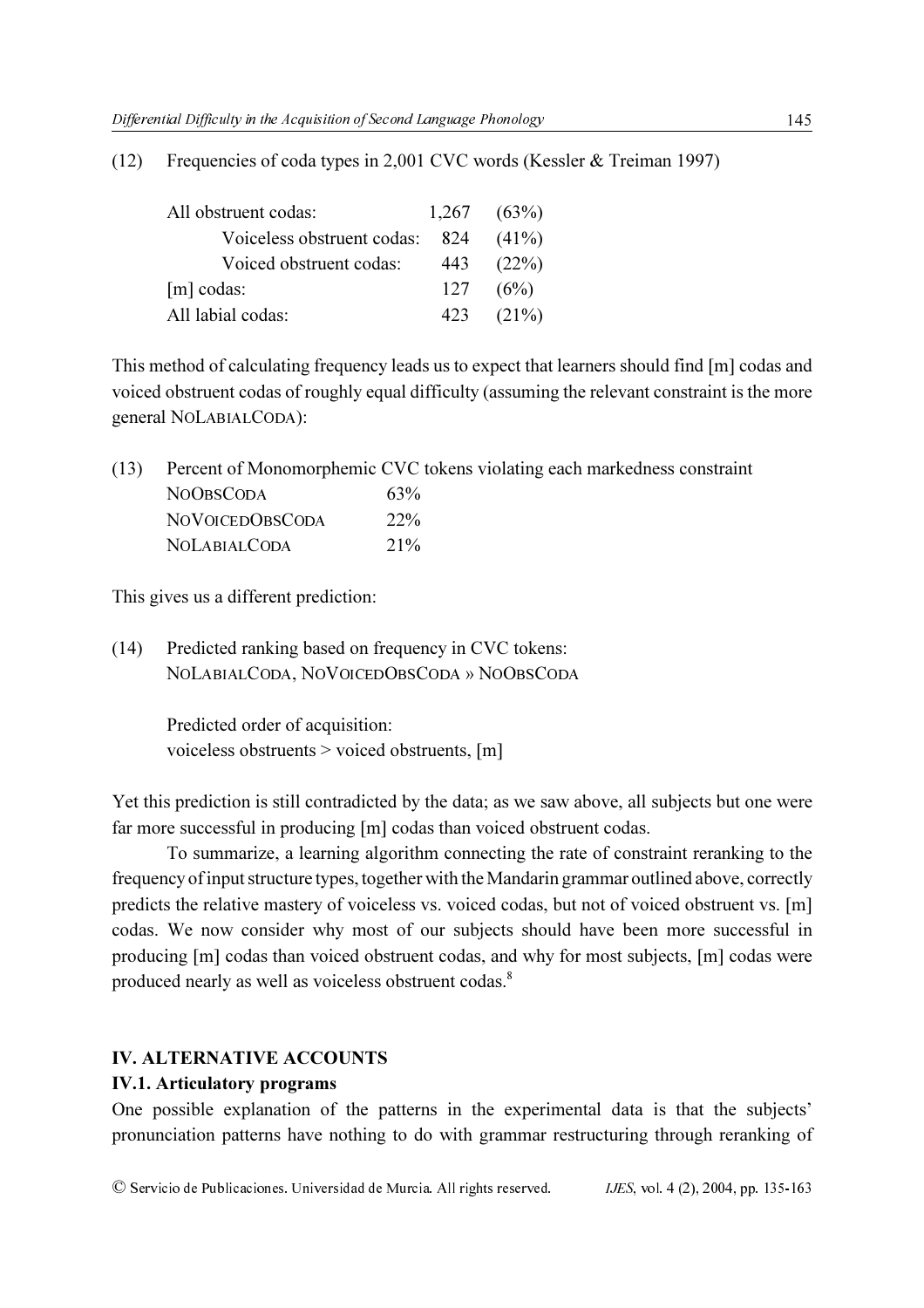(12) Frequencies of coda types in 2,001 CVC words (Kessler & Treiman 1997)

| | | |
|---|---|---|
| All obstruent codas: | 1,267 | (63%) |
| Voiceless obstruent codas: | 824 | (41%) |
| Voiced obstruent codas: | 443 | (22%) |
| [m] codas: | 127 | (6%) |
| All labial codas: | 423 | (21%) |

This method of calculating frequency leads us to expect that learners should find [m] codas and voiced obstruent codas of roughly equal difficulty (assuming the relevant constraint is the more general NoLabialCoda):

(13) Percent of Monomorphemic CVC tokens violating each markedness constraint

| | |
|---|---|
| NoObsCoda | 63% |
| NoVoicedObsCoda | 22% |
| NoLabialCoda | 21% |

This gives us a different prediction:

(14) Predicted ranking based on frequency in CVC tokens:
NoLabialCoda, NoVoicedObsCoda » NoObsCoda

Predicted order of acquisition:
voiceless obstruents > voiced obstruents, [m]

Yet this prediction is still contradicted by the data; as we saw above, all subjects but one were far more successful in producing [m] codas than voiced obstruent codas.

To summarize, a learning algorithm connecting the rate of constraint reranking to the frequency of input structure types, together with the Mandarin grammar outlined above, correctly predicts the relative mastery of voiceless vs. voiced codas, but not of voiced obstruent vs. [m] codas. We now consider why most of our subjects should have been more successful in producing [m] codas than voiced obstruent codas, and why for most subjects, [m] codas were produced nearly as well as voiceless obstruent codas.[8]

## IV. ALTERNATIVE ACCOUNTS

### IV.1. Articulatory programs

One possible explanation of the patterns in the experimental data is that the subjects' pronunciation patterns have nothing to do with grammar restructuring through reranking of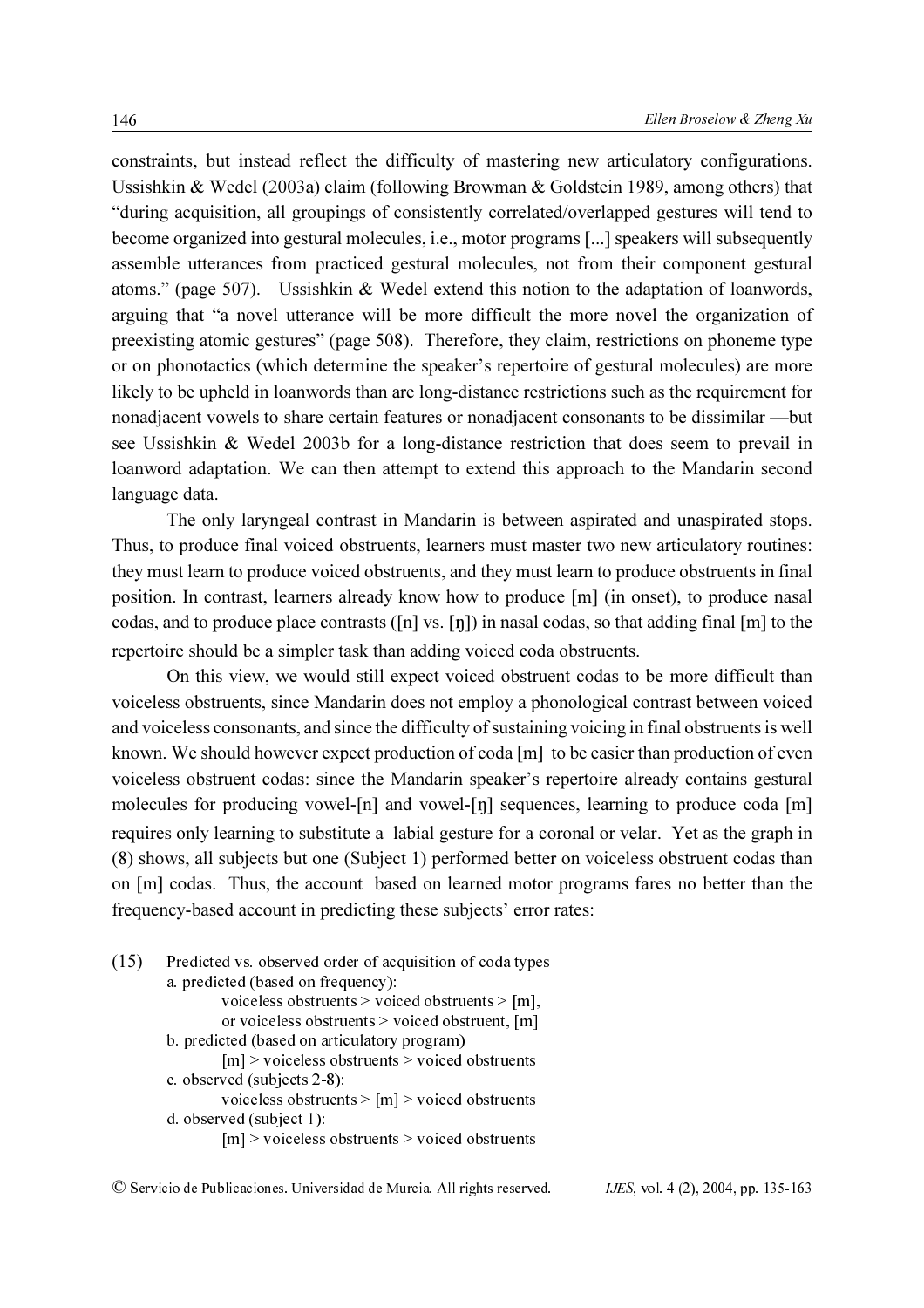constraints, but instead reflect the difficulty of mastering new articulatory configurations. Ussishkin & Wedel (2003a) claim (following Browman & Goldstein 1989, among others) that "during acquisition, all groupings of consistently correlated/overlapped gestures will tend to become organized into gestural molecules, i.e., motor programs [...] speakers will subsequently assemble utterances from practiced gestural molecules, not from their component gestural atoms." (page 507). Ussishkin & Wedel extend this notion to the adaptation of loanwords, arguing that "a novel utterance will be more difficult the more novel the organization of preexisting atomic gestures" (page 508). Therefore, they claim, restrictions on phoneme type or on phonotactics (which determine the speaker's repertoire of gestural molecules) are more likely to be upheld in loanwords than are long-distance restrictions such as the requirement for nonadjacent vowels to share certain features or nonadjacent consonants to be dissimilar —but see Ussishkin & Wedel 2003b for a long-distance restriction that does seem to prevail in loanword adaptation. We can then attempt to extend this approach to the Mandarin second language data.

The only laryngeal contrast in Mandarin is between aspirated and unaspirated stops. Thus, to produce final voiced obstruents, learners must master two new articulatory routines: they must learn to produce voiced obstruents, and they must learn to produce obstruents in final position. In contrast, learners already know how to produce [m] (in onset), to produce nasal codas, and to produce place contrasts ([n] vs. [ŋ]) in nasal codas, so that adding final [m] to the repertoire should be a simpler task than adding voiced coda obstruents.

On this view, we would still expect voiced obstruent codas to be more difficult than voiceless obstruents, since Mandarin does not employ a phonological contrast between voiced and voiceless consonants, and since the difficulty of sustaining voicing in final obstruents is well known. We should however expect production of coda [m] to be easier than production of even voiceless obstruent codas: since the Mandarin speaker's repertoire already contains gestural molecules for producing vowel-[n] and vowel-[ŋ] sequences, learning to produce coda [m] requires only learning to substitute a labial gesture for a coronal or velar. Yet as the graph in (8) shows, all subjects but one (Subject 1) performed better on voiceless obstruent codas than on [m] codas. Thus, the account based on learned motor programs fares no better than the frequency-based account in predicting these subjects' error rates:

(15) Predicted vs. observed order of acquisition of coda types

a. predicted (based on frequency):
 voiceless obstruents > voiced obstruents > [m],
 or voiceless obstruents > voiced obstruent, [m]

b. predicted (based on articulatory program)
 [m] > voiceless obstruents > voiced obstruents

c. observed (subjects 2-8):
 voiceless obstruents > [m] > voiced obstruents

d. observed (subject 1):
 [m] > voiceless obstruents > voiced obstruents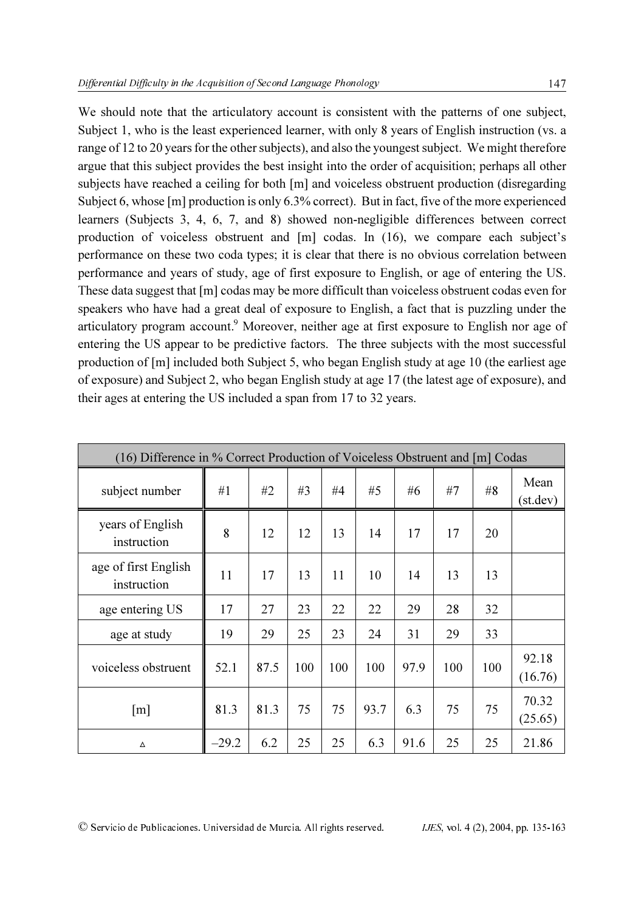We should note that the articulatory account is consistent with the patterns of one subject, Subject 1, who is the least experienced learner, with only 8 years of English instruction (vs. a range of 12 to 20 years for the other subjects), and also the youngest subject. We might therefore argue that this subject provides the best insight into the order of acquisition; perhaps all other subjects have reached a ceiling for both [m] and voiceless obstruent production (disregarding Subject 6, whose [m] production is only 6.3% correct). But in fact, five of the more experienced learners (Subjects 3, 4, 6, 7, and 8) showed non-negligible differences between correct production of voiceless obstruent and [m] codas. In (16), we compare each subject's performance on these two coda types; it is clear that there is no obvious correlation between performance and years of study, age of first exposure to English, or age of entering the US. These data suggest that [m] codas may be more difficult than voiceless obstruent codas even for speakers who have had a great deal of exposure to English, a fact that is puzzling under the articulatory program account.[9] Moreover, neither age at first exposure to English nor age of entering the US appear to be predictive factors. The three subjects with the most successful production of [m] included both Subject 5, who began English study at age 10 (the earliest age of exposure) and Subject 2, who began English study at age 17 (the latest age of exposure), and their ages at entering the US included a span from 17 to 32 years.

(16) Difference in % Correct Production of Voiceless Obstruent and [m] Codas

| subject number | #1 | #2 | #3 | #4 | #5 | #6 | #7 | #8 | Mean (st.dev) |
|---|---|---|---|---|---|---|---|---|---|
| years of English instruction | 8 | 12 | 12 | 13 | 14 | 17 | 17 | 20 | |
| age of first English instruction | 11 | 17 | 13 | 11 | 10 | 14 | 13 | 13 | |
| age entering US | 17 | 27 | 23 | 22 | 22 | 29 | 28 | 32 | |
| age at study | 19 | 29 | 25 | 23 | 24 | 31 | 29 | 33 | |
| voiceless obstruent | 52.1 | 87.5 | 100 | 100 | 100 | 97.9 | 100 | 100 | 92.18 (16.76) |
| [m] | 81.3 | 81.3 | 75 | 75 | 93.7 | 6.3 | 75 | 75 | 70.32 (25.65) |
| ∆ | –29.2 | 6.2 | 25 | 25 | 6.3 | 91.6 | 25 | 25 | 21.86 |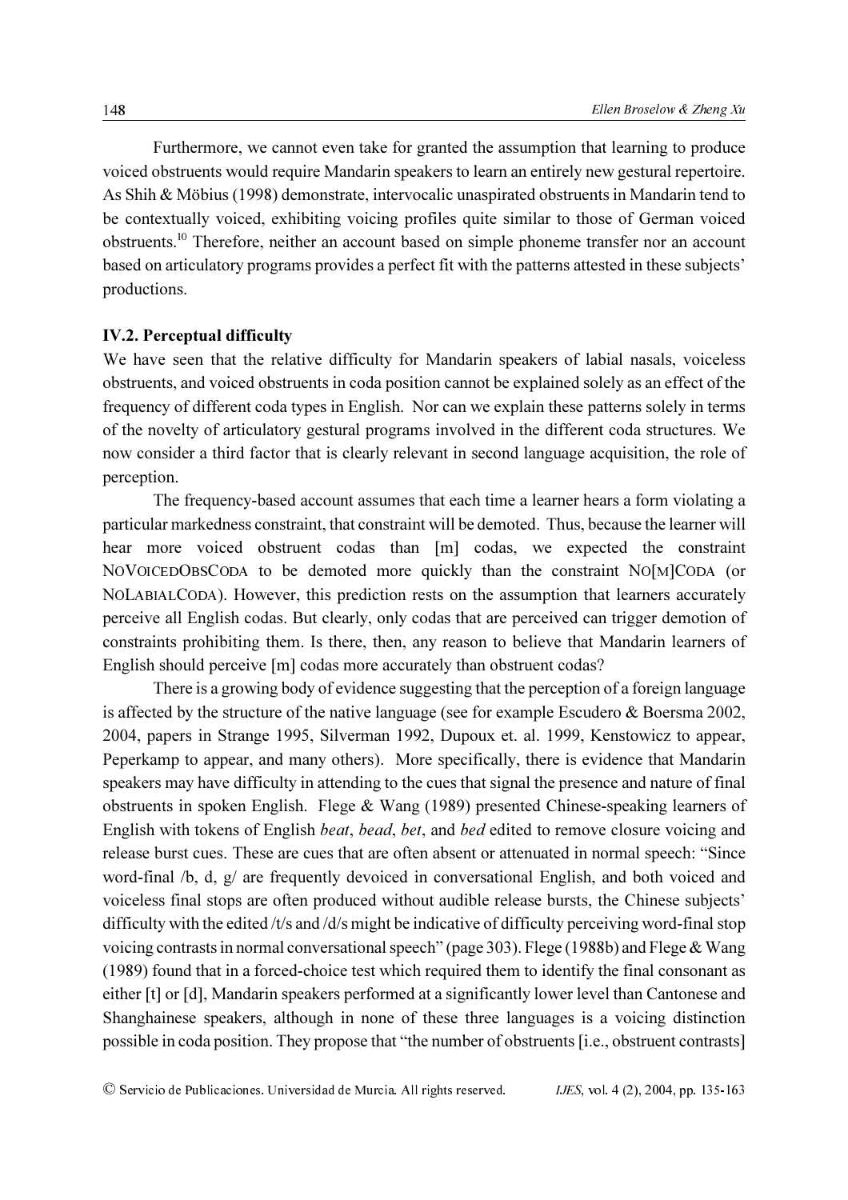Furthermore, we cannot even take for granted the assumption that learning to produce voiced obstruents would require Mandarin speakers to learn an entirely new gestural repertoire. As Shih & Möbius (1998) demonstrate, intervocalic unaspirated obstruents in Mandarin tend to be contextually voiced, exhibiting voicing profiles quite similar to those of German voiced obstruents.[10] Therefore, neither an account based on simple phoneme transfer nor an account based on articulatory programs provides a perfect fit with the patterns attested in these subjects' productions.

### IV.2. Perceptual difficulty

We have seen that the relative difficulty for Mandarin speakers of labial nasals, voiceless obstruents, and voiced obstruents in coda position cannot be explained solely as an effect of the frequency of different coda types in English. Nor can we explain these patterns solely in terms of the novelty of articulatory gestural programs involved in the different coda structures. We now consider a third factor that is clearly relevant in second language acquisition, the role of perception.

The frequency-based account assumes that each time a learner hears a form violating a particular markedness constraint, that constraint will be demoted. Thus, because the learner will hear more voiced obstruent codas than [m] codas, we expected the constraint NoVoicedObsCoda to be demoted more quickly than the constraint No[m]Coda (or NoLabialCoda). However, this prediction rests on the assumption that learners accurately perceive all English codas. But clearly, only codas that are perceived can trigger demotion of constraints prohibiting them. Is there, then, any reason to believe that Mandarin learners of English should perceive [m] codas more accurately than obstruent codas?

There is a growing body of evidence suggesting that the perception of a foreign language is affected by the structure of the native language (see for example Escudero & Boersma 2002, 2004, papers in Strange 1995, Silverman 1992, Dupoux et. al. 1999, Kenstowicz to appear, Peperkamp to appear, and many others). More specifically, there is evidence that Mandarin speakers may have difficulty in attending to the cues that signal the presence and nature of final obstruents in spoken English. Flege & Wang (1989) presented Chinese-speaking learners of English with tokens of English *beat*, *bead*, *bet*, and *bed* edited to remove closure voicing and release burst cues. These are cues that are often absent or attenuated in normal speech: "Since word-final /b, d, g/ are frequently devoiced in conversational English, and both voiced and voiceless final stops are often produced without audible release bursts, the Chinese subjects' difficulty with the edited /t/s and /d/s might be indicative of difficulty perceiving word-final stop voicing contrasts in normal conversational speech" (page 303). Flege (1988b) and Flege & Wang (1989) found that in a forced-choice test which required them to identify the final consonant as either [t] or [d], Mandarin speakers performed at a significantly lower level than Cantonese and Shanghainese speakers, although in none of these three languages is a voicing distinction possible in coda position. They propose that "the number of obstruents [i.e., obstruent contrasts]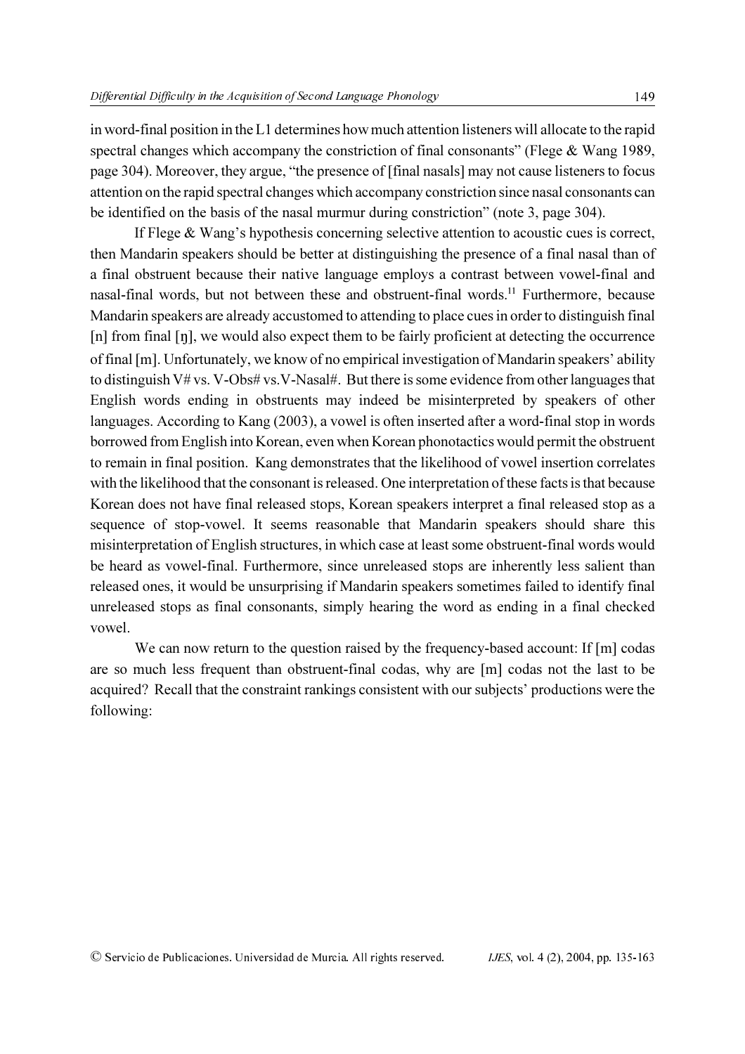in word-final position in the L1 determines how much attention listeners will allocate to the rapid spectral changes which accompany the constriction of final consonants" (Flege & Wang 1989, page 304). Moreover, they argue, "the presence of [final nasals] may not cause listeners to focus attention on the rapid spectral changes which accompany constriction since nasal consonants can be identified on the basis of the nasal murmur during constriction" (note 3, page 304).

If Flege & Wang's hypothesis concerning selective attention to acoustic cues is correct, then Mandarin speakers should be better at distinguishing the presence of a final nasal than of a final obstruent because their native language employs a contrast between vowel-final and nasal-final words, but not between these and obstruent-final words.[11] Furthermore, because Mandarin speakers are already accustomed to attending to place cues in order to distinguish final [n] from final [ŋ], we would also expect them to be fairly proficient at detecting the occurrence of final [m]. Unfortunately, we know of no empirical investigation of Mandarin speakers' ability to distinguish V# vs. V-Obs# vs.V-Nasal#. But there is some evidence from other languages that English words ending in obstruents may indeed be misinterpreted by speakers of other languages. According to Kang (2003), a vowel is often inserted after a word-final stop in words borrowed from English into Korean, even when Korean phonotactics would permit the obstruent to remain in final position. Kang demonstrates that the likelihood of vowel insertion correlates with the likelihood that the consonant is released. One interpretation of these facts is that because Korean does not have final released stops, Korean speakers interpret a final released stop as a sequence of stop-vowel. It seems reasonable that Mandarin speakers should share this misinterpretation of English structures, in which case at least some obstruent-final words would be heard as vowel-final. Furthermore, since unreleased stops are inherently less salient than released ones, it would be unsurprising if Mandarin speakers sometimes failed to identify final unreleased stops as final consonants, simply hearing the word as ending in a final checked vowel.

We can now return to the question raised by the frequency-based account: If [m] codas are so much less frequent than obstruent-final codas, why are [m] codas not the last to be acquired? Recall that the constraint rankings consistent with our subjects' productions were the following: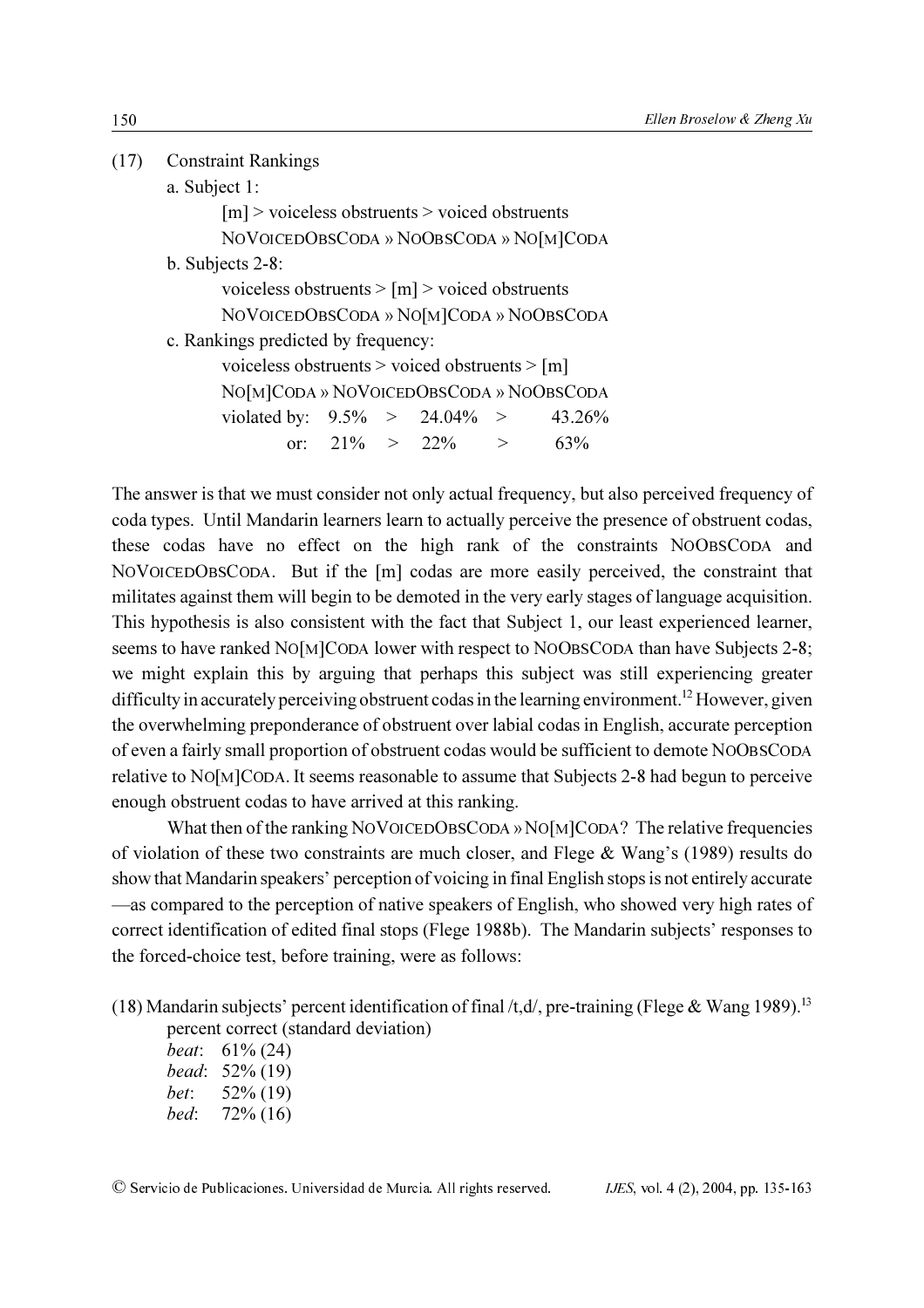(17) Constraint Rankings

a. Subject 1:

[m] > voiceless obstruents > voiced obstruents

NoVoicedObsCoda » NoObsCoda » No[m]Coda

b. Subjects 2-8:

voiceless obstruents > [m] > voiced obstruents

NoVoicedObsCoda » No[m]Coda » NoObsCoda

c. Rankings predicted by frequency:

voiceless obstruents > voiced obstruents > [m]

No[m]Coda » NoVoicedObsCoda » NoObsCoda

violated by: 9.5% > 24.04% > 43.26%

or: 21% > 22% > 63%

The answer is that we must consider not only actual frequency, but also perceived frequency of coda types. Until Mandarin learners learn to actually perceive the presence of obstruent codas, these codas have no effect on the high rank of the constraints NoObsCoda and NoVoicedObsCoda. But if the [m] codas are more easily perceived, the constraint that militates against them will begin to be demoted in the very early stages of language acquisition. This hypothesis is also consistent with the fact that Subject 1, our least experienced learner, seems to have ranked No[m]Coda lower with respect to NoObsCoda than have Subjects 2-8; we might explain this by arguing that perhaps this subject was still experiencing greater difficulty in accurately perceiving obstruent codas in the learning environment.[12] However, given the overwhelming preponderance of obstruent over labial codas in English, accurate perception of even a fairly small proportion of obstruent codas would be sufficient to demote NoObsCoda relative to No[m]Coda. It seems reasonable to assume that Subjects 2-8 had begun to perceive enough obstruent codas to have arrived at this ranking.

What then of the ranking NoVoicedObsCoda » No[m]Coda? The relative frequencies of violation of these two constraints are much closer, and Flege & Wang's (1989) results do show that Mandarin speakers' perception of voicing in final English stops is not entirely accurate —as compared to the perception of native speakers of English, who showed very high rates of correct identification of edited final stops (Flege 1988b). The Mandarin subjects' responses to the forced-choice test, before training, were as follows:

(18) Mandarin subjects' percent identification of final /t,d/, pre-training (Flege & Wang 1989).[13]

percent correct (standard deviation)

*beat*: 61% (24)
*bead*: 52% (19)
*bet*: 52% (19)
*bed*: 72% (16)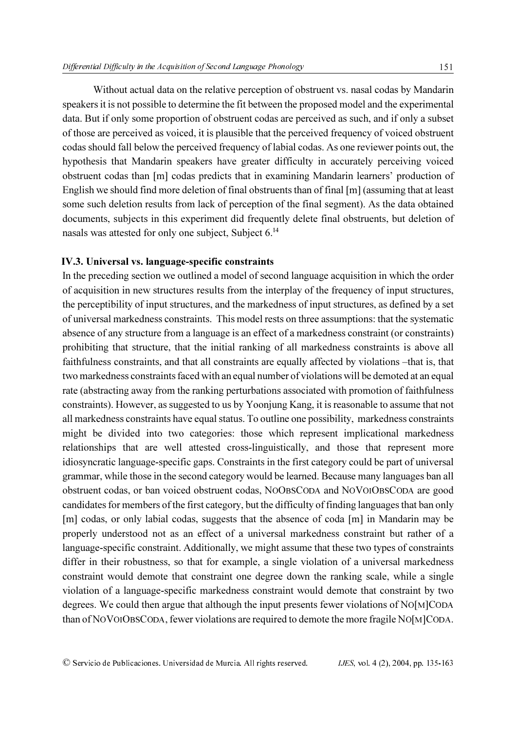Without actual data on the relative perception of obstruent vs. nasal codas by Mandarin speakers it is not possible to determine the fit between the proposed model and the experimental data. But if only some proportion of obstruent codas are perceived as such, and if only a subset of those are perceived as voiced, it is plausible that the perceived frequency of voiced obstruent codas should fall below the perceived frequency of labial codas. As one reviewer points out, the hypothesis that Mandarin speakers have greater difficulty in accurately perceiving voiced obstruent codas than [m] codas predicts that in examining Mandarin learners' production of English we should find more deletion of final obstruents than of final [m] (assuming that at least some such deletion results from lack of perception of the final segment). As the data obtained documents, subjects in this experiment did frequently delete final obstruents, but deletion of nasals was attested for only one subject, Subject 6.[14]

### IV.3. Universal vs. language-specific constraints

In the preceding section we outlined a model of second language acquisition in which the order of acquisition in new structures results from the interplay of the frequency of input structures, the perceptibility of input structures, and the markedness of input structures, as defined by a set of universal markedness constraints. This model rests on three assumptions: that the systematic absence of any structure from a language is an effect of a markedness constraint (or constraints) prohibiting that structure, that the initial ranking of all markedness constraints is above all faithfulness constraints, and that all constraints are equally affected by violations –that is, that two markedness constraints faced with an equal number of violations will be demoted at an equal rate (abstracting away from the ranking perturbations associated with promotion of faithfulness constraints). However, as suggested to us by Yoonjung Kang, it is reasonable to assume that not all markedness constraints have equal status. To outline one possibility, markedness constraints might be divided into two categories: those which represent implicational markedness relationships that are well attested cross-linguistically, and those that represent more idiosyncratic language-specific gaps. Constraints in the first category could be part of universal grammar, while those in the second category would be learned. Because many languages ban all obstruent codas, or ban voiced obstruent codas, NOOBSCODA and NOVOIOBSCODA are good candidates for members of the first category, but the difficulty of finding languages that ban only [m] codas, or only labial codas, suggests that the absence of coda [m] in Mandarin may be properly understood not as an effect of a universal markedness constraint but rather of a language-specific constraint. Additionally, we might assume that these two types of constraints differ in their robustness, so that for example, a single violation of a universal markedness constraint would demote that constraint one degree down the ranking scale, while a single violation of a language-specific markedness constraint would demote that constraint by two degrees. We could then argue that although the input presents fewer violations of NO[M]CODA than of NOVOIOBSCODA, fewer violations are required to demote the more fragile NO[M]CODA.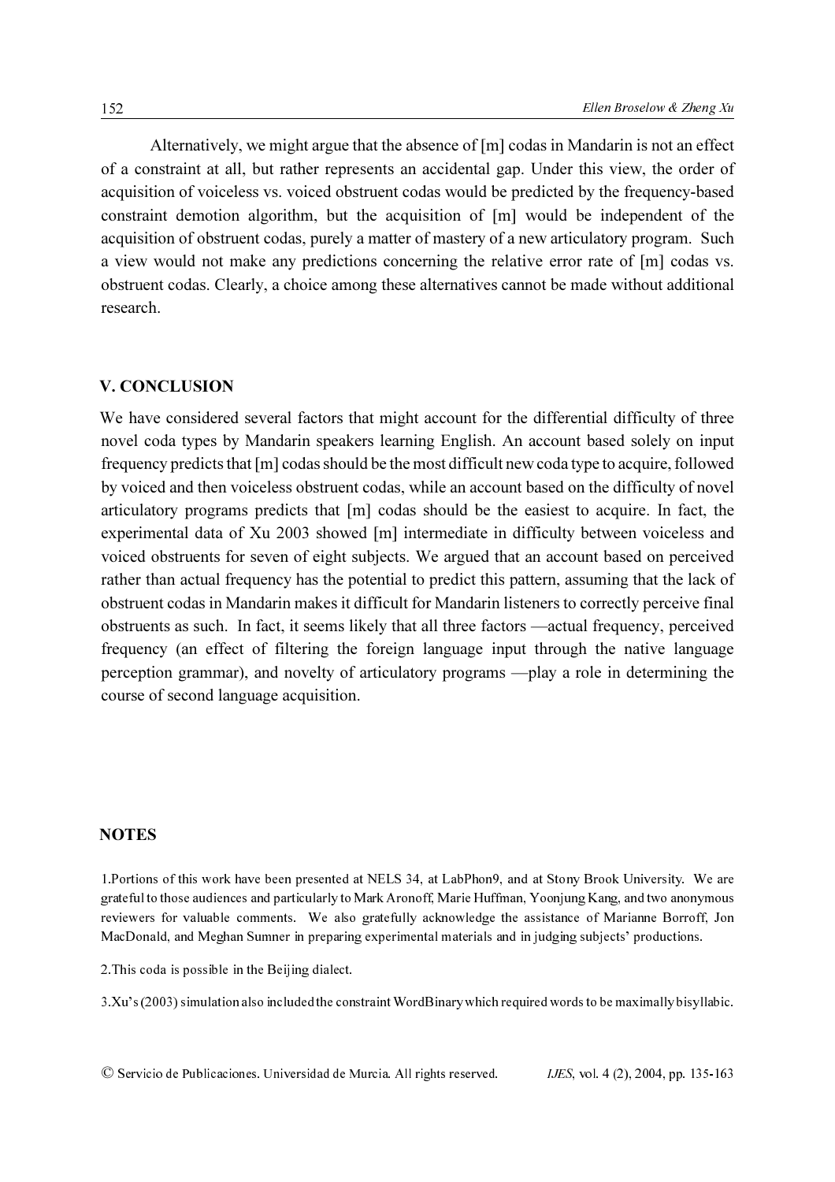Alternatively, we might argue that the absence of [m] codas in Mandarin is not an effect of a constraint at all, but rather represents an accidental gap. Under this view, the order of acquisition of voiceless vs. voiced obstruent codas would be predicted by the frequency-based constraint demotion algorithm, but the acquisition of [m] would be independent of the acquisition of obstruent codas, purely a matter of mastery of a new articulatory program. Such a view would not make any predictions concerning the relative error rate of [m] codas vs. obstruent codas. Clearly, a choice among these alternatives cannot be made without additional research.

## V. CONCLUSION

We have considered several factors that might account for the differential difficulty of three novel coda types by Mandarin speakers learning English. An account based solely on input frequency predicts that [m] codas should be the most difficult new coda type to acquire, followed by voiced and then voiceless obstruent codas, while an account based on the difficulty of novel articulatory programs predicts that [m] codas should be the easiest to acquire. In fact, the experimental data of Xu 2003 showed [m] intermediate in difficulty between voiceless and voiced obstruents for seven of eight subjects. We argued that an account based on perceived rather than actual frequency has the potential to predict this pattern, assuming that the lack of obstruent codas in Mandarin makes it difficult for Mandarin listeners to correctly perceive final obstruents as such. In fact, it seems likely that all three factors —actual frequency, perceived frequency (an effect of filtering the foreign language input through the native language perception grammar), and novelty of articulatory programs —play a role in determining the course of second language acquisition.

## NOTES

1.Portions of this work have been presented at NELS 34, at LabPhon9, and at Stony Brook University. We are grateful to those audiences and particularly to Mark Aronoff, Marie Huffman, Yoonjung Kang, and two anonymous reviewers for valuable comments. We also gratefully acknowledge the assistance of Marianne Borroff, Jon MacDonald, and Meghan Sumner in preparing experimental materials and in judging subjects' productions.

2.This coda is possible in the Beijing dialect.

3.Xu's (2003) simulation also included the constraint WordBinary which required words to be maximally bisyllabic.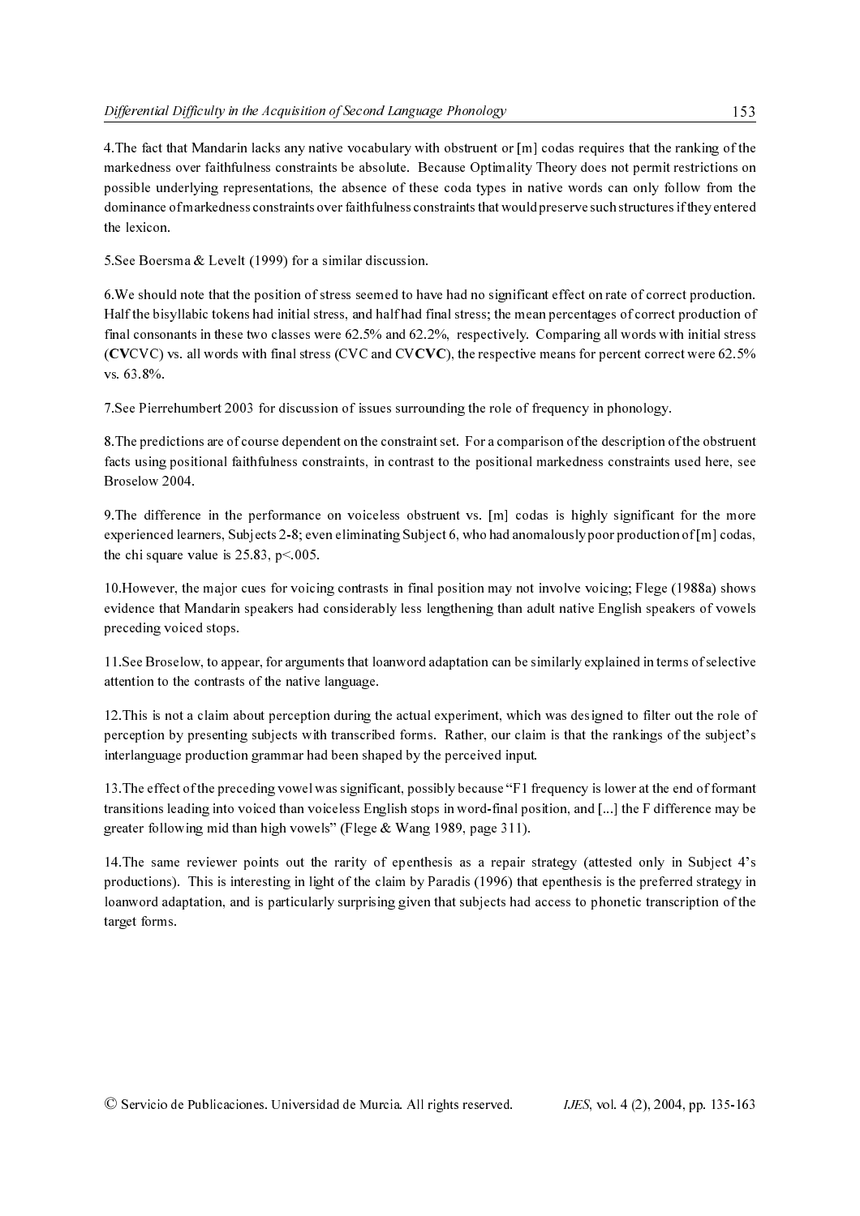4.The fact that Mandarin lacks any native vocabulary with obstruent or [m] codas requires that the ranking of the markedness over faithfulness constraints be absolute. Because Optimality Theory does not permit restrictions on possible underlying representations, the absence of these coda types in native words can only follow from the dominance of markedness constraints over faithfulness constraints that would preserve such structures if they entered the lexicon.

5.See Boersma & Levelt (1999) for a similar discussion.

6.We should note that the position of stress seemed to have had no significant effect on rate of correct production. Half the bisyllabic tokens had initial stress, and half had final stress; the mean percentages of correct production of final consonants in these two classes were 62.5% and 62.2%, respectively. Comparing all words with initial stress (**CV**CVC) vs. all words with final stress (CVC and CV**CVC**), the respective means for percent correct were 62.5% vs. 63.8%.

7.See Pierrehumbert 2003 for discussion of issues surrounding the role of frequency in phonology.

8.The predictions are of course dependent on the constraint set. For a comparison of the description of the obstruent facts using positional faithfulness constraints, in contrast to the positional markedness constraints used here, see Broselow 2004.

9.The difference in the performance on voiceless obstruent vs. [m] codas is highly significant for the more experienced learners, Subjects 2-8; even eliminating Subject 6, who had anomalously poor production of [m] codas, the chi square value is 25.83, $p<.005$.

10.However, the major cues for voicing contrasts in final position may not involve voicing; Flege (1988a) shows evidence that Mandarin speakers had considerably less lengthening than adult native English speakers of vowels preceding voiced stops.

11.See Broselow, to appear, for arguments that loanword adaptation can be similarly explained in terms of selective attention to the contrasts of the native language.

12.This is not a claim about perception during the actual experiment, which was designed to filter out the role of perception by presenting subjects with transcribed forms. Rather, our claim is that the rankings of the subject's interlanguage production grammar had been shaped by the perceived input.

13.The effect of the preceding vowel was significant, possibly because "F1 frequency is lower at the end of formant transitions leading into voiced than voiceless English stops in word-final position, and [...] the F difference may be greater following mid than high vowels" (Flege & Wang 1989, page 311).

14.The same reviewer points out the rarity of epenthesis as a repair strategy (attested only in Subject 4's productions). This is interesting in light of the claim by Paradis (1996) that epenthesis is the preferred strategy in loanword adaptation, and is particularly surprising given that subjects had access to phonetic transcription of the target forms.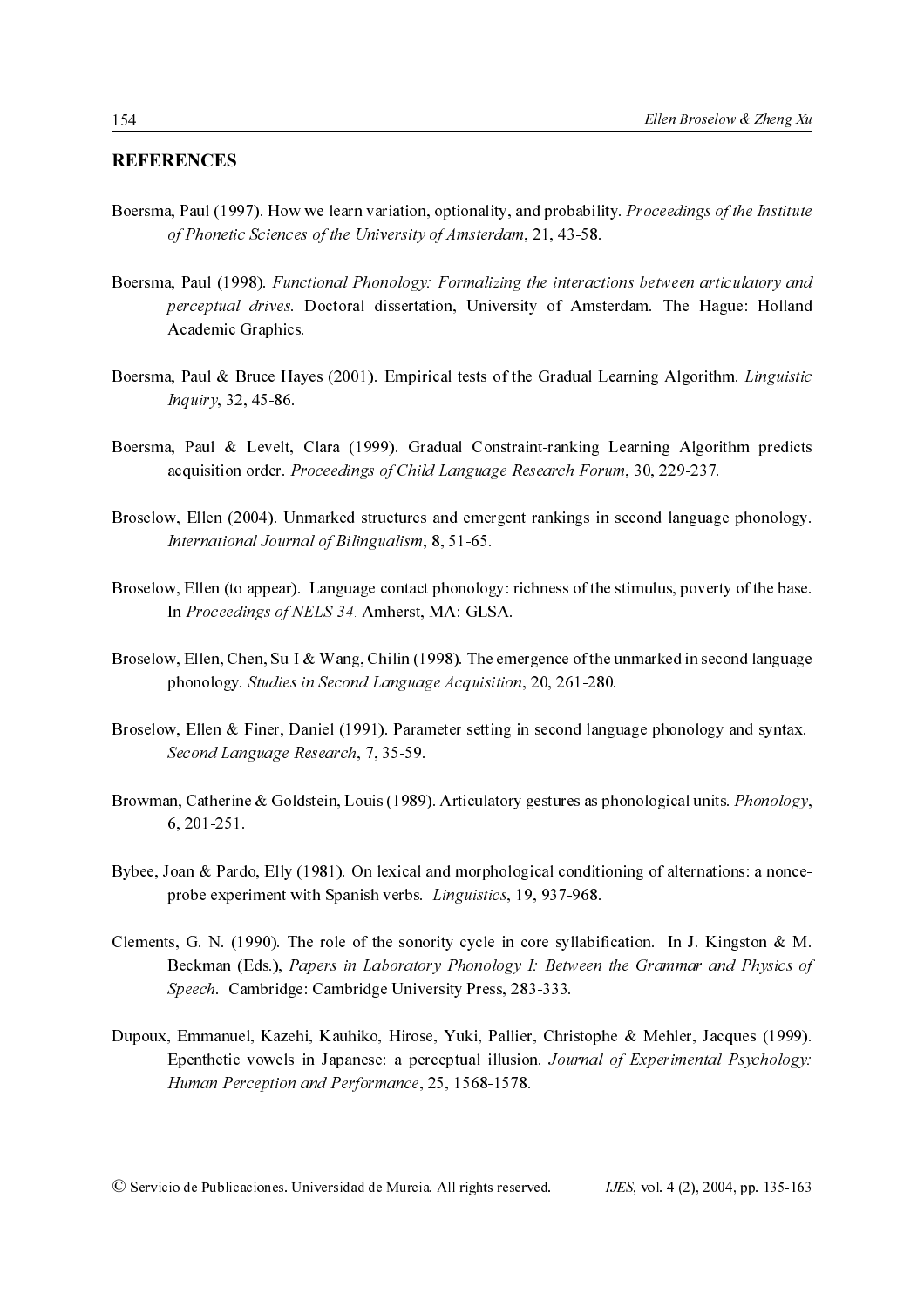## REFERENCES

Boersma, Paul (1997). How we learn variation, optionality, and probability. *Proceedings of the Institute of Phonetic Sciences of the University of Amsterdam*, 21, 43-58.

Boersma, Paul (1998). *Functional Phonology: Formalizing the interactions between articulatory and perceptual drives*. Doctoral dissertation, University of Amsterdam. The Hague: Holland Academic Graphics.

Boersma, Paul & Bruce Hayes (2001). Empirical tests of the Gradual Learning Algorithm. *Linguistic Inquiry*, 32, 45-86.

Boersma, Paul & Levelt, Clara (1999). Gradual Constraint-ranking Learning Algorithm predicts acquisition order. *Proceedings of Child Language Research Forum*, 30, 229-237.

Broselow, Ellen (2004). Unmarked structures and emergent rankings in second language phonology. *International Journal of Bilingualism*, 8, 51-65.

Broselow, Ellen (to appear). Language contact phonology: richness of the stimulus, poverty of the base. In *Proceedings of NELS 34.* Amherst, MA: GLSA.

Broselow, Ellen, Chen, Su-I & Wang, Chilin (1998). The emergence of the unmarked in second language phonology. *Studies in Second Language Acquisition*, 20, 261-280.

Broselow, Ellen & Finer, Daniel (1991). Parameter setting in second language phonology and syntax. *Second Language Research*, 7, 35-59.

Browman, Catherine & Goldstein, Louis (1989). Articulatory gestures as phonological units. *Phonology*, 6, 201-251.

Bybee, Joan & Pardo, Elly (1981). On lexical and morphological conditioning of alternations: a nonce-probe experiment with Spanish verbs. *Linguistics*, 19, 937-968.

Clements, G. N. (1990). The role of the sonority cycle in core syllabification. In J. Kingston & M. Beckman (Eds.), *Papers in Laboratory Phonology I: Between the Grammar and Physics of Speech*. Cambridge: Cambridge University Press, 283-333.

Dupoux, Emmanuel, Kazehi, Kauhiko, Hirose, Yuki, Pallier, Christophe & Mehler, Jacques (1999). Epenthetic vowels in Japanese: a perceptual illusion. *Journal of Experimental Psychology: Human Perception and Performance*, 25, 1568-1578.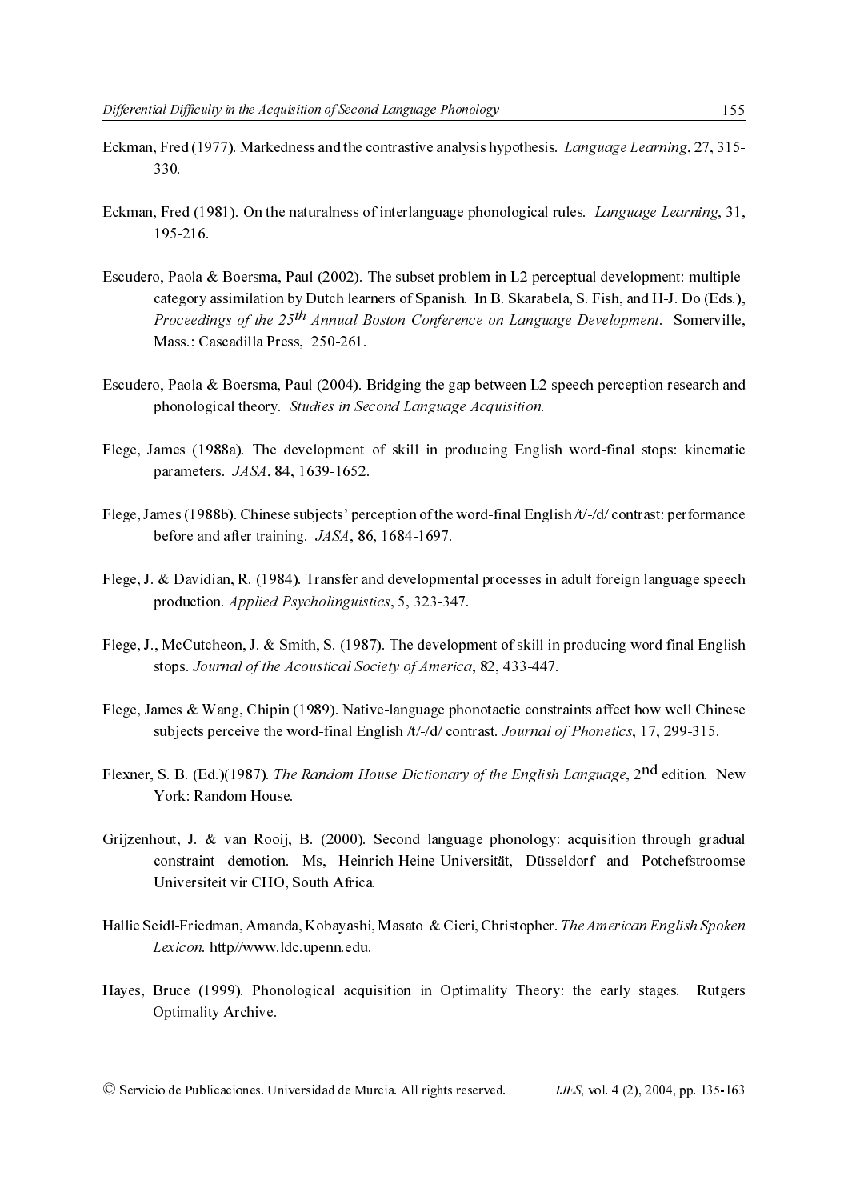Eckman, Fred (1977). Markedness and the contrastive analysis hypothesis. *Language Learning*, 27, 315-330.

Eckman, Fred (1981). On the naturalness of interlanguage phonological rules. *Language Learning*, 31, 195-216.

Escudero, Paola & Boersma, Paul (2002). The subset problem in L2 perceptual development: multiple-category assimilation by Dutch learners of Spanish. In B. Skarabela, S. Fish, and H-J. Do (Eds.), *Proceedings of the 25th Annual Boston Conference on Language Development*. Somerville, Mass.: Cascadilla Press, 250-261.

Escudero, Paola & Boersma, Paul (2004). Bridging the gap between L2 speech perception research and phonological theory. *Studies in Second Language Acquisition*.

Flege, James (1988a). The development of skill in producing English word-final stops: kinematic parameters. *JASA*, 84, 1639-1652.

Flege, James (1988b). Chinese subjects' perception of the word-final English /t/-/d/ contrast: performance before and after training. *JASA*, 86, 1684-1697.

Flege, J. & Davidian, R. (1984). Transfer and developmental processes in adult foreign language speech production. *Applied Psycholinguistics*, 5, 323-347.

Flege, J., McCutcheon, J. & Smith, S. (1987). The development of skill in producing word final English stops. *Journal of the Acoustical Society of America*, 82, 433-447.

Flege, James & Wang, Chipin (1989). Native-language phonotactic constraints affect how well Chinese subjects perceive the word-final English /t/-/d/ contrast. *Journal of Phonetics*, 17, 299-315.

Flexner, S. B. (Ed.)(1987). *The Random House Dictionary of the English Language*, 2nd edition. New York: Random House.

Grijzenhout, J. & van Rooij, B. (2000). Second language phonology: acquisition through gradual constraint demotion. Ms, Heinrich-Heine-Universität, Düsseldorf and Potchefstroomse Universiteit vir CHO, South Africa.

Hallie Seidl-Friedman, Amanda, Kobayashi, Masato & Cieri, Christopher. *The American English Spoken Lexicon*. http//www.ldc.upenn.edu.

Hayes, Bruce (1999). Phonological acquisition in Optimality Theory: the early stages. Rutgers Optimality Archive.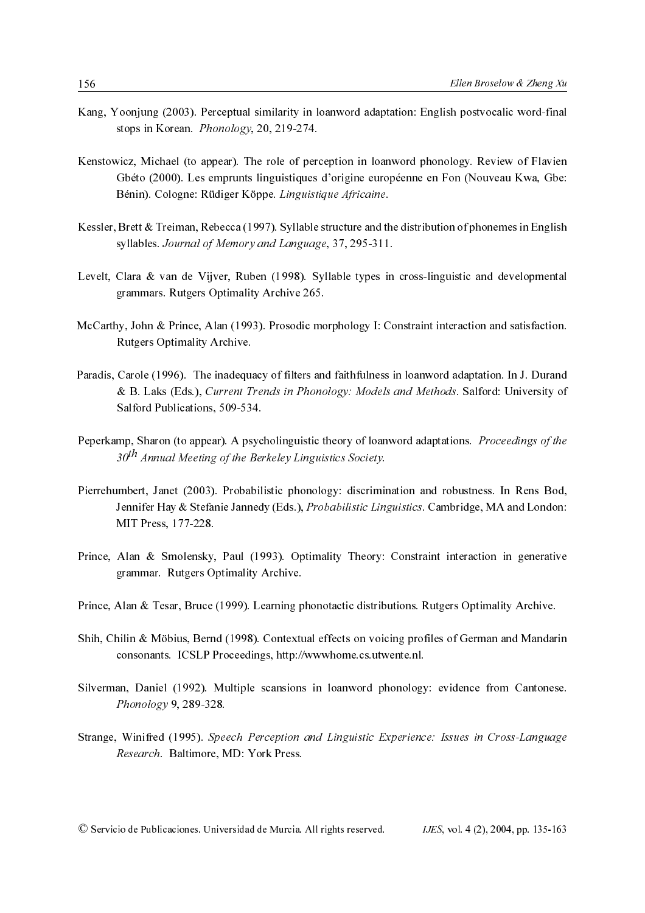Kang, Yoonjung (2003). Perceptual similarity in loanword adaptation: English postvocalic word-final stops in Korean. *Phonology*, 20, 219-274.

Kenstowicz, Michael (to appear). The role of perception in loanword phonology. Review of Flavien Gbéto (2000). Les emprunts linguistiques d'origine européenne en Fon (Nouveau Kwa, Gbe: Bénin). Cologne: Rüdiger Köppe. *Linguistique Africaine*.

Kessler, Brett & Treiman, Rebecca (1997). Syllable structure and the distribution of phonemes in English syllables. *Journal of Memory and Language*, 37, 295-311.

Levelt, Clara & van de Vijver, Ruben (1998). Syllable types in cross-linguistic and developmental grammars. Rutgers Optimality Archive 265.

McCarthy, John & Prince, Alan (1993). Prosodic morphology I: Constraint interaction and satisfaction. Rutgers Optimality Archive.

Paradis, Carole (1996). The inadequacy of filters and faithfulness in loanword adaptation. In J. Durand & B. Laks (Eds.), *Current Trends in Phonology: Models and Methods*. Salford: University of Salford Publications, 509-534.

Peperkamp, Sharon (to appear). A psycholinguistic theory of loanword adaptations. *Proceedings of the 30th Annual Meeting of the Berkeley Linguistics Society.*

Pierrehumbert, Janet (2003). Probabilistic phonology: discrimination and robustness. In Rens Bod, Jennifer Hay & Stefanie Jannedy (Eds.), *Probabilistic Linguistics*. Cambridge, MA and London: MIT Press, 177-228.

Prince, Alan & Smolensky, Paul (1993). Optimality Theory: Constraint interaction in generative grammar. Rutgers Optimality Archive.

Prince, Alan & Tesar, Bruce (1999). Learning phonotactic distributions. Rutgers Optimality Archive.

Shih, Chilin & Möbius, Bernd (1998). Contextual effects on voicing profiles of German and Mandarin consonants. ICSLP Proceedings, http://wwwhome.cs.utwente.nl.

Silverman, Daniel (1992). Multiple scansions in loanword phonology: evidence from Cantonese. *Phonology* 9, 289-328.

Strange, Winifred (1995). *Speech Perception and Linguistic Experience: Issues in Cross-Language Research*. Baltimore, MD: York Press.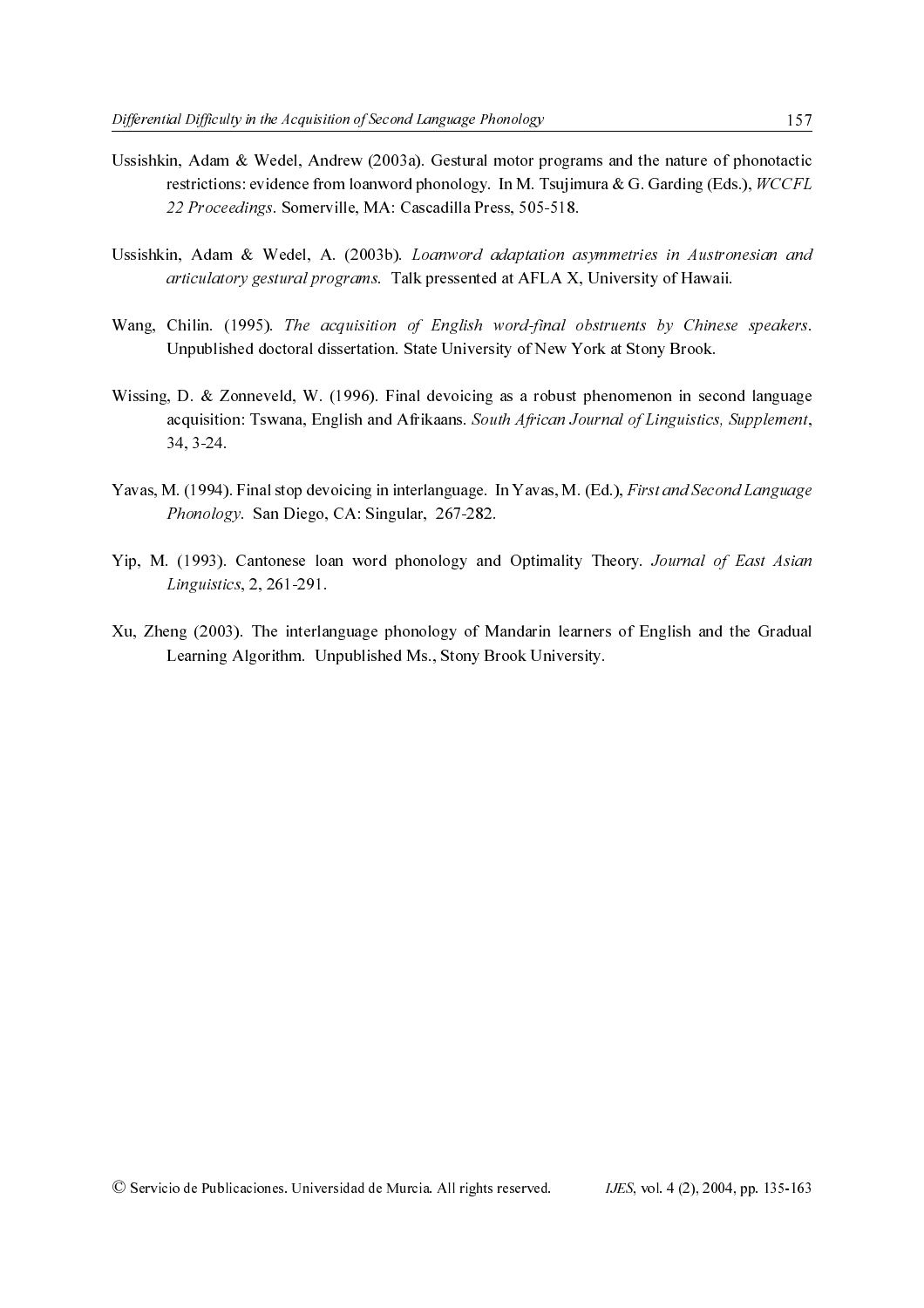Ussishkin, Adam & Wedel, Andrew (2003a). Gestural motor programs and the nature of phonotactic restrictions: evidence from loanword phonology. In M. Tsujimura & G. Garding (Eds.), *WCCFL 22 Proceedings*. Somerville, MA: Cascadilla Press, 505-518.

Ussishkin, Adam & Wedel, A. (2003b). *Loanword adaptation asymmetries in Austronesian and articulatory gestural programs*. Talk pressented at AFLA X, University of Hawaii.

Wang, Chilin. (1995). *The acquisition of English word-final obstruents by Chinese speakers*. Unpublished doctoral dissertation. State University of New York at Stony Brook.

Wissing, D. & Zonneveld, W. (1996). Final devoicing as a robust phenomenon in second language acquisition: Tswana, English and Afrikaans. *South African Journal of Linguistics, Supplement*, 34, 3-24.

Yavas, M. (1994). Final stop devoicing in interlanguage. In Yavas, M. (Ed.), *First and Second Language Phonology*. San Diego, CA: Singular, 267-282.

Yip, M. (1993). Cantonese loan word phonology and Optimality Theory. *Journal of East Asian Linguistics*, 2, 261-291.

Xu, Zheng (2003). The interlanguage phonology of Mandarin learners of English and the Gradual Learning Algorithm. Unpublished Ms., Stony Brook University.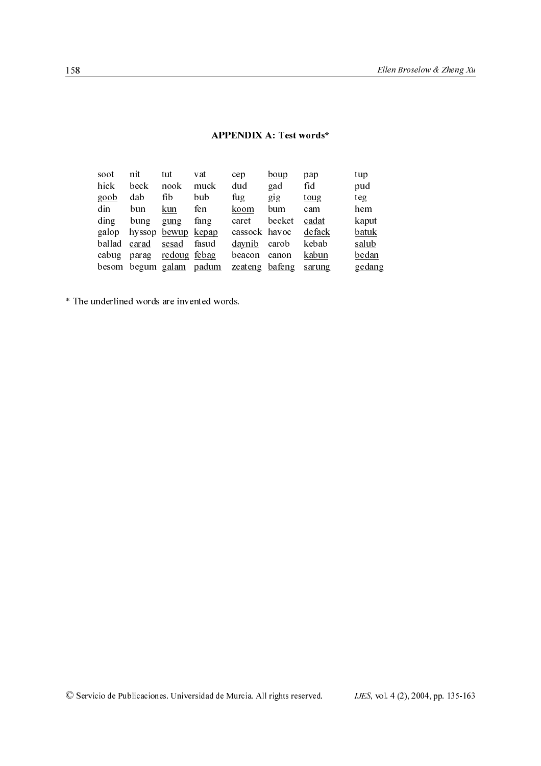**APPENDIX A: Test words***

| | | | | | | | |
|---|---|---|---|---|---|---|---|
| soot | nit | tut | vat | cep | <u>boup</u> | pap | tup |
| hick | beck | nook | muck | dud | gad | fid | pud |
| <u>goob</u> | dab | fib | bub | fug | gig | <u>toug</u> | teg |
| din | bun | <u>kun</u> | fen | <u>koom</u> | bum | cam | hem |
| ding | bung | <u>gung</u> | fang | caret | becket | <u>cadat</u> | kaput |
| galop | hyssop | <u>bewup</u> | <u>kepap</u> | cassock | havoc | <u>defack</u> | <u>batuk</u> |
| ballad | <u>carad</u> | <u>sesad</u> | fasud | <u>daynib</u> | carob | kebab | <u>salub</u> |
| cabug | parag | <u>redoug</u> | <u>febag</u> | beacon | canon | <u>kabun</u> | <u>bedan</u> |
| besom | begum | <u>galam</u> | <u>padum</u> | <u>zeateng</u> | <u>bafeng</u> | <u>sarung</u> | <u>gedang</u> |

* The underlined words are invented words.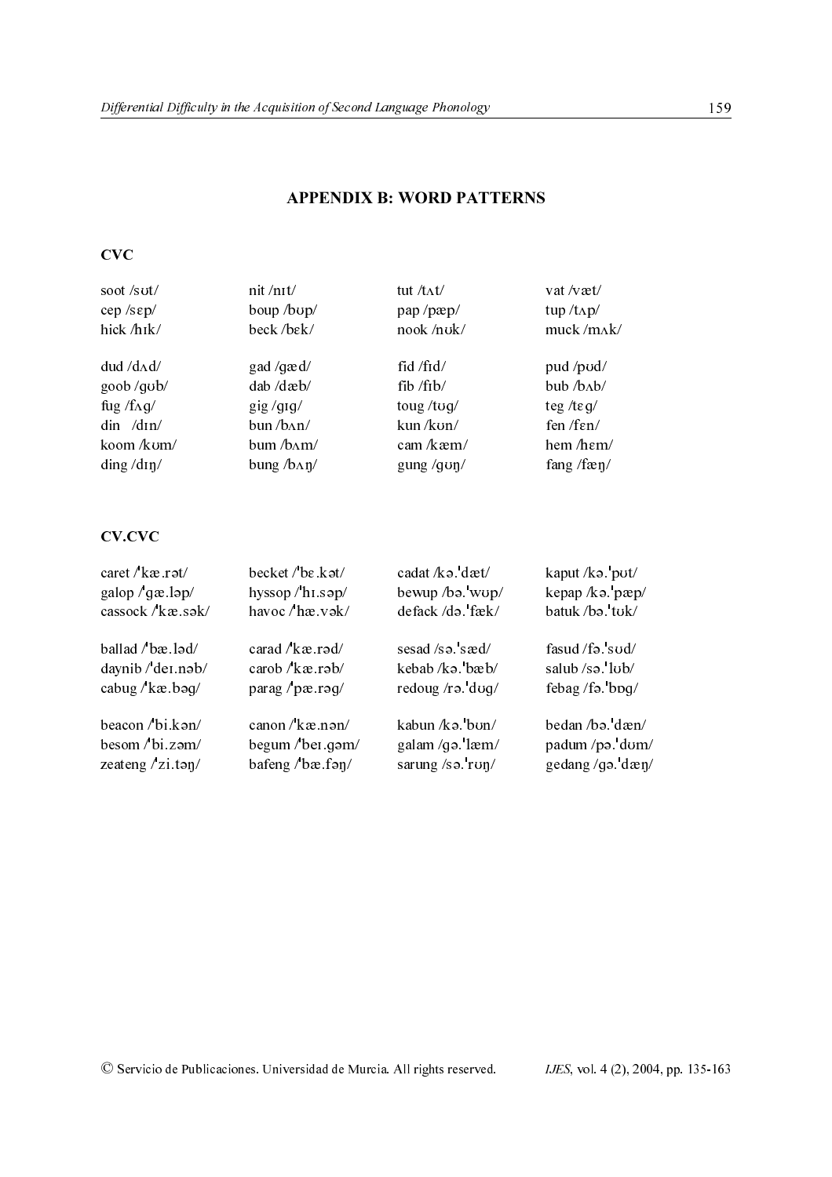## APPENDIX B: WORD PATTERNS

### CVC

| | | | |
|---|---|---|---|
| soot /sʊt/ | nit /nɪt/ | tut /tʌt/ | vat /væt/ |
| cep /sɛp/ | boup /bʊp/ | pap /pæp/ | tup /tʌp/ |
| hick /hɪk/ | beck /bɛk/ | nook /nʊk/ | muck /mʌk/ |
| | | | |
| dud /dʌd/ | gad /gæd/ | fid /fɪd/ | pud /pʊd/ |
| goob /gʊb/ | dab /dæb/ | fib /fɪb/ | bub /bʌb/ |
| fug /fʌg/ | gig /gɪg/ | toug /tʊg/ | teg /tɛg/ |
| din /dɪn/ | bun /bʌn/ | kun /kʊn/ | fen /fɛn/ |
| koom /kʊm/ | bum /bʌm/ | cam /kæm/ | hem /hɛm/ |
| ding /dɪŋ/ | bung /bʌŋ/ | gung /gʊŋ/ | fang /fæŋ/ |

### CV.CVC

| | | | |
|---|---|---|---|
| caret /ˈkæ.rət/ | becket /ˈbɛ.kət/ | cadat /kə.ˈdæt/ | kaput /kə.ˈpʊt/ |
| galop /ˈgæ.ləp/ | hyssop /ˈhɪ.səp/ | bewup /bə.ˈwʊp/ | kepap /kə.ˈpæp/ |
| cassock /ˈkæ.sək/ | havoc /ˈhæ.vək/ | defack /də.ˈfæk/ | batuk /bə.ˈtʊk/ |
| | | | |
| ballad /ˈbæ.ləd/ | carad /ˈkæ.rəd/ | sesad /sə.ˈsæd/ | fasud /fə.ˈsʊd/ |
| daynib /ˈdeɪ.nəb/ | carob /ˈkæ.rəb/ | kebab /kə.ˈbæb/ | salub /sə.ˈlʊb/ |
| cabug /ˈkæ.bəg/ | parag /ˈpæ.rəg/ | redoug /rə.ˈdʊg/ | febag /fə.ˈbɒg/ |
| | | | |
| beacon /ˈbi.kən/ | canon /ˈkæ.nən/ | kabun /kə.ˈbʊn/ | bedan /bə.ˈdæn/ |
| besom /ˈbi.zəm/ | begum /ˈbeɪ.gəm/ | galam /gə.ˈlæm/ | padum /pə.ˈdʊm/ |
| zeateng /ˈzi.təŋ/ | bafeng /ˈbæ.fəŋ/ | sarung /sə.ˈrʊŋ/ | gedang /gə.ˈdæŋ/ |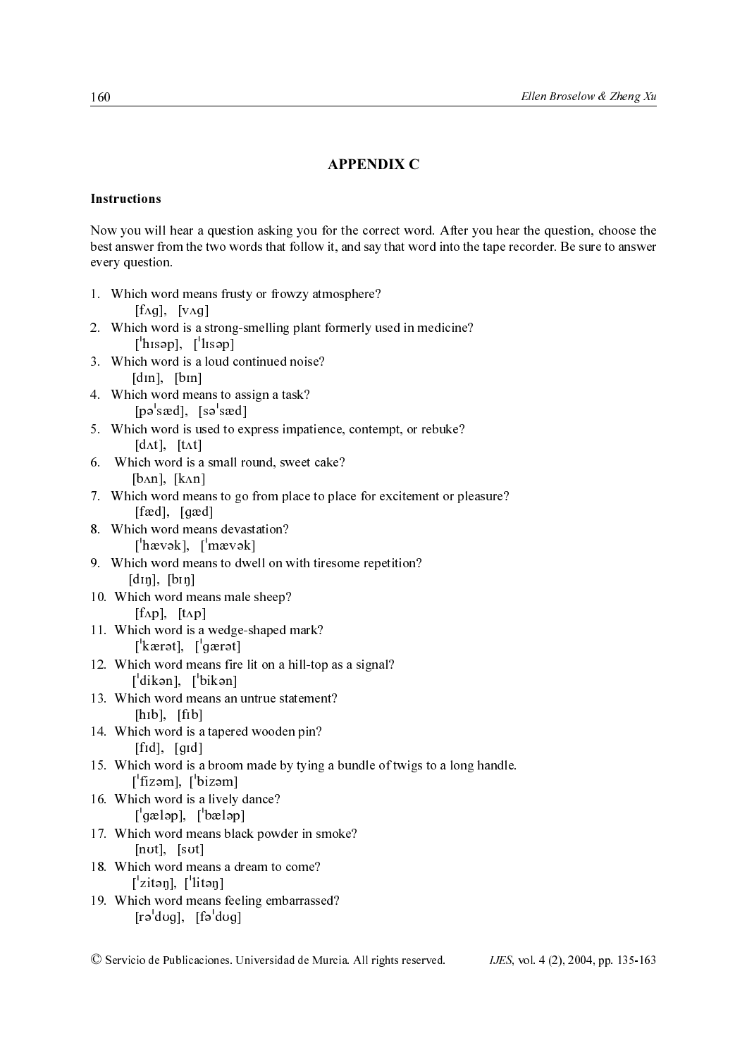## APPENDIX C

**Instructions**

Now you will hear a question asking you for the correct word. After you hear the question, choose the best answer from the two words that follow it, and say that word into the tape recorder. Be sure to answer every question.

1. Which word means frusty or frowzy atmosphere?
   [fʌg], [vʌg]
2. Which word is a strong-smelling plant formerly used in medicine?
   [ˈhɪsəp], [ˈlɪsəp]
3. Which word is a loud continued noise?
   [dɪn], [bɪn]
4. Which word means to assign a task?
   [pəˈsæd], [səˈsæd]
5. Which word is used to express impatience, contempt, or rebuke?
   [dʌt], [tʌt]
6. Which word is a small round, sweet cake?
   [bʌn], [kʌn]
7. Which word means to go from place to place for excitement or pleasure?
   [fæd], [gæd]
8. Which word means devastation?
   [ˈhævək], [ˈmævək]
9. Which word means to dwell on with tiresome repetition?
   [dɪŋ], [bɪŋ]
10. Which word means male sheep?
    [fʌp], [tʌp]
11. Which word is a wedge-shaped mark?
    [ˈkærət], [ˈgærət]
12. Which word means fire lit on a hill-top as a signal?
    [ˈdikən], [ˈbikən]
13. Which word means an untrue statement?
    [hɪb], [fɪb]
14. Which word is a tapered wooden pin?
    [fɪd], [gɪd]
15. Which word is a broom made by tying a bundle of twigs to a long handle.
    [ˈfizəm], [ˈbizəm]
16. Which word is a lively dance?
    [ˈgæləp], [ˈbæləp]
17. Which word means black powder in smoke?
    [nʊt], [sʊt]
18. Which word means a dream to come?
    [ˈzitəŋ], [ˈlitəŋ]
19. Which word means feeling embarrassed?
    [rəˈdʊg], [fəˈdʊg]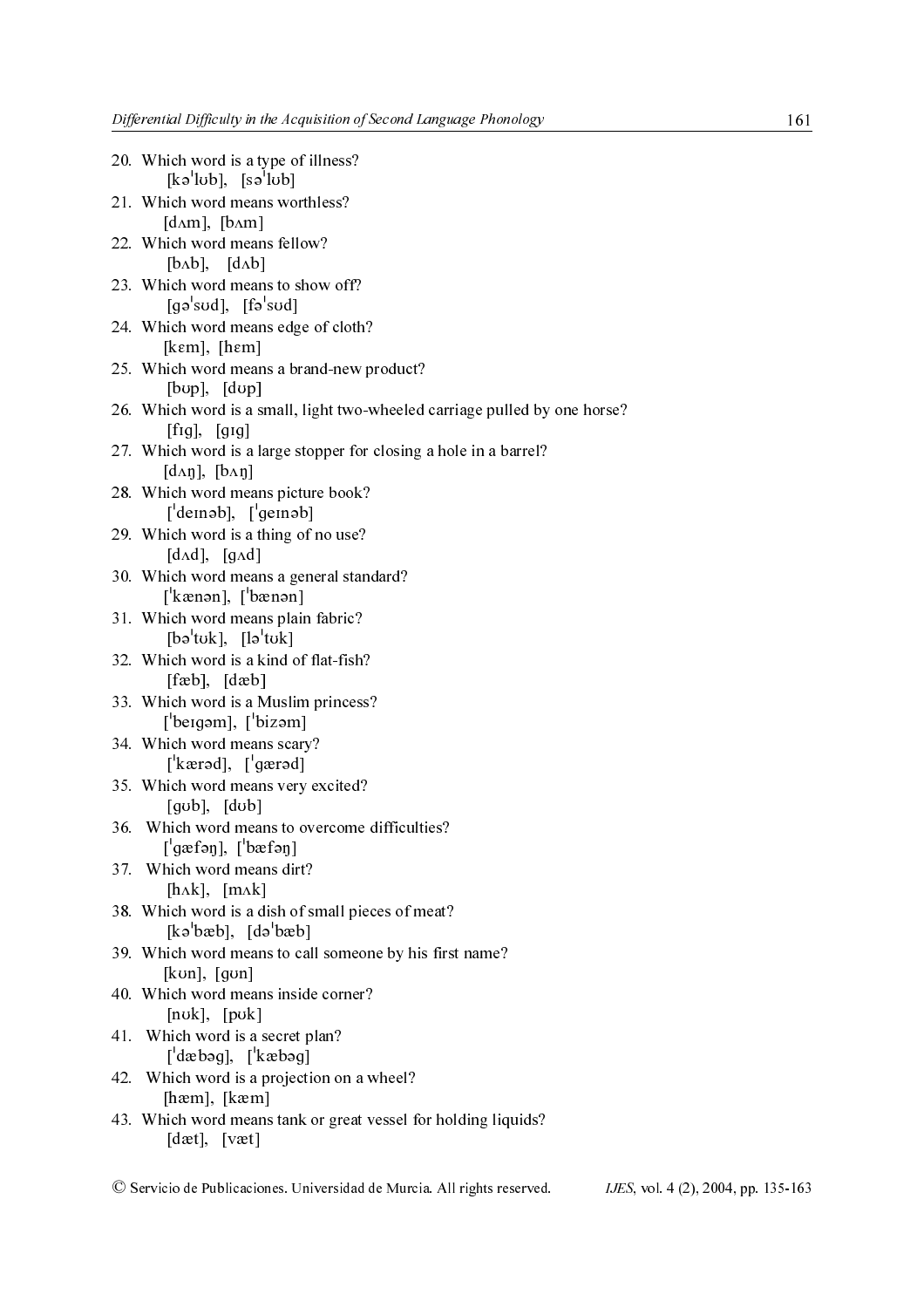20. Which word is a type of illness?
    [kəˈlʊb], [səˈlʊb]
21. Which word means worthless?
    [dʌm], [bʌm]
22. Which word means fellow?
    [bʌb], [dʌb]
23. Which word means to show off?
    [gəˈsʊd], [fəˈsʊd]
24. Which word means edge of cloth?
    [kɛm], [hɛm]
25. Which word means a brand-new product?
    [bʊp], [dʊp]
26. Which word is a small, light two-wheeled carriage pulled by one horse?
    [fɪg], [gɪg]
27. Which word is a large stopper for closing a hole in a barrel?
    [dʌŋ], [bʌŋ]
28. Which word means picture book?
    [ˈdeɪnəb], [ˈgeɪnəb]
29. Which word is a thing of no use?
    [dʌd], [gʌd]
30. Which word means a general standard?
    [ˈkænən], [ˈbænən]
31. Which word means plain fabric?
    [bəˈtʊk], [ləˈtʊk]
32. Which word is a kind of flat-fish?
    [fæb], [dæb]
33. Which word is a Muslim princess?
    [ˈbeɪgəm], [ˈbizəm]
34. Which word means scary?
    [ˈkærəd], [ˈgærəd]
35. Which word means very excited?
    [gʊb], [dʊb]
36. Which word means to overcome difficulties?
    [ˈgæfəŋ], [ˈbæfəŋ]
37. Which word means dirt?
    [hʌk], [mʌk]
38. Which word is a dish of small pieces of meat?
    [kəˈbæb], [dəˈbæb]
39. Which word means to call someone by his first name?
    [kʊn], [gʊn]
40. Which word means inside corner?
    [nʊk], [pʊk]
41. Which word is a secret plan?
    [ˈdæbəg], [ˈkæbəg]
42. Which word is a projection on a wheel?
    [hæm], [kæm]
43. Which word means tank or great vessel for holding liquids?
    [dæt], [væt]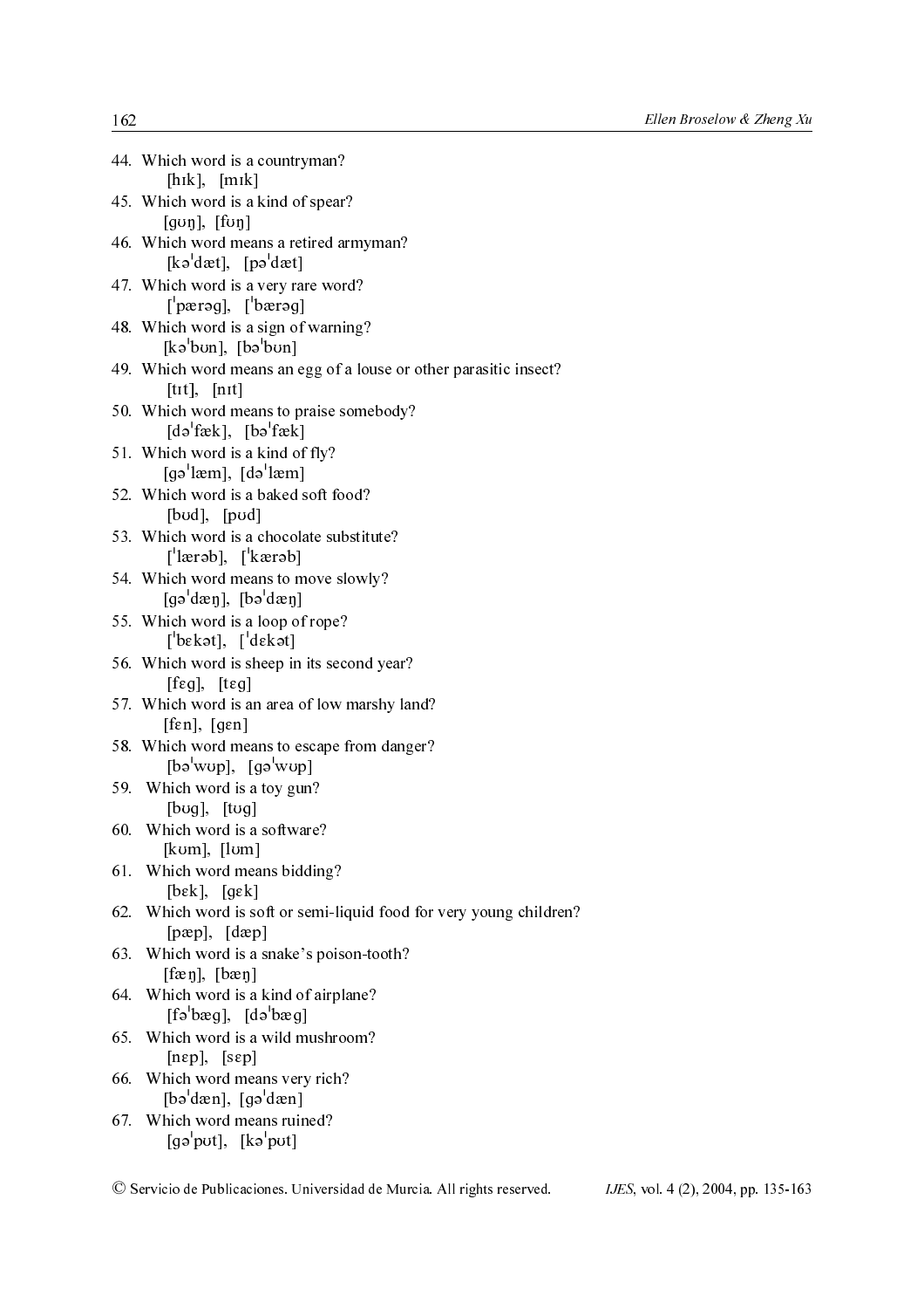44. Which word is a countryman?
    [hɪk], [mɪk]
45. Which word is a kind of spear?
    [gʊŋ], [fʊŋ]
46. Which word means a retired armyman?
    [kəˈdæt], [pəˈdæt]
47. Which word is a very rare word?
    [ˈpærəg], [ˈbærəg]
48. Which word is a sign of warning?
    [kəˈbʊn], [bəˈbʊn]
49. Which word means an egg of a louse or other parasitic insect?
    [tɪt], [nɪt]
50. Which word means to praise somebody?
    [dəˈfæk], [bəˈfæk]
51. Which word is a kind of fly?
    [gəˈlæm], [dəˈlæm]
52. Which word is a baked soft food?
    [bʊd], [pʊd]
53. Which word is a chocolate substitute?
    [ˈlærəb], [ˈkærəb]
54. Which word means to move slowly?
    [gəˈdæŋ], [bəˈdæŋ]
55. Which word is a loop of rope?
    [ˈbɛkət], [ˈdɛkət]
56. Which word is sheep in its second year?
    [fɛg], [tɛg]
57. Which word is an area of low marshy land?
    [fɛn], [gɛn]
58. Which word means to escape from danger?
    [bəˈwʊp], [gəˈwʊp]
59. Which word is a toy gun?
    [bʊg], [tʊg]
60. Which word is a software?
    [kʊm], [lʊm]
61. Which word means bidding?
    [bɛk], [gɛk]
62. Which word is soft or semi-liquid food for very young children?
    [pæp], [dæp]
63. Which word is a snake's poison-tooth?
    [fæŋ], [bæŋ]
64. Which word is a kind of airplane?
    [fəˈbæg], [dəˈbæg]
65. Which word is a wild mushroom?
    [nɛp], [sɛp]
66. Which word means very rich?
    [bəˈdæn], [gəˈdæn]
67. Which word means ruined?
    [gəˈpʊt], [kəˈpʊt]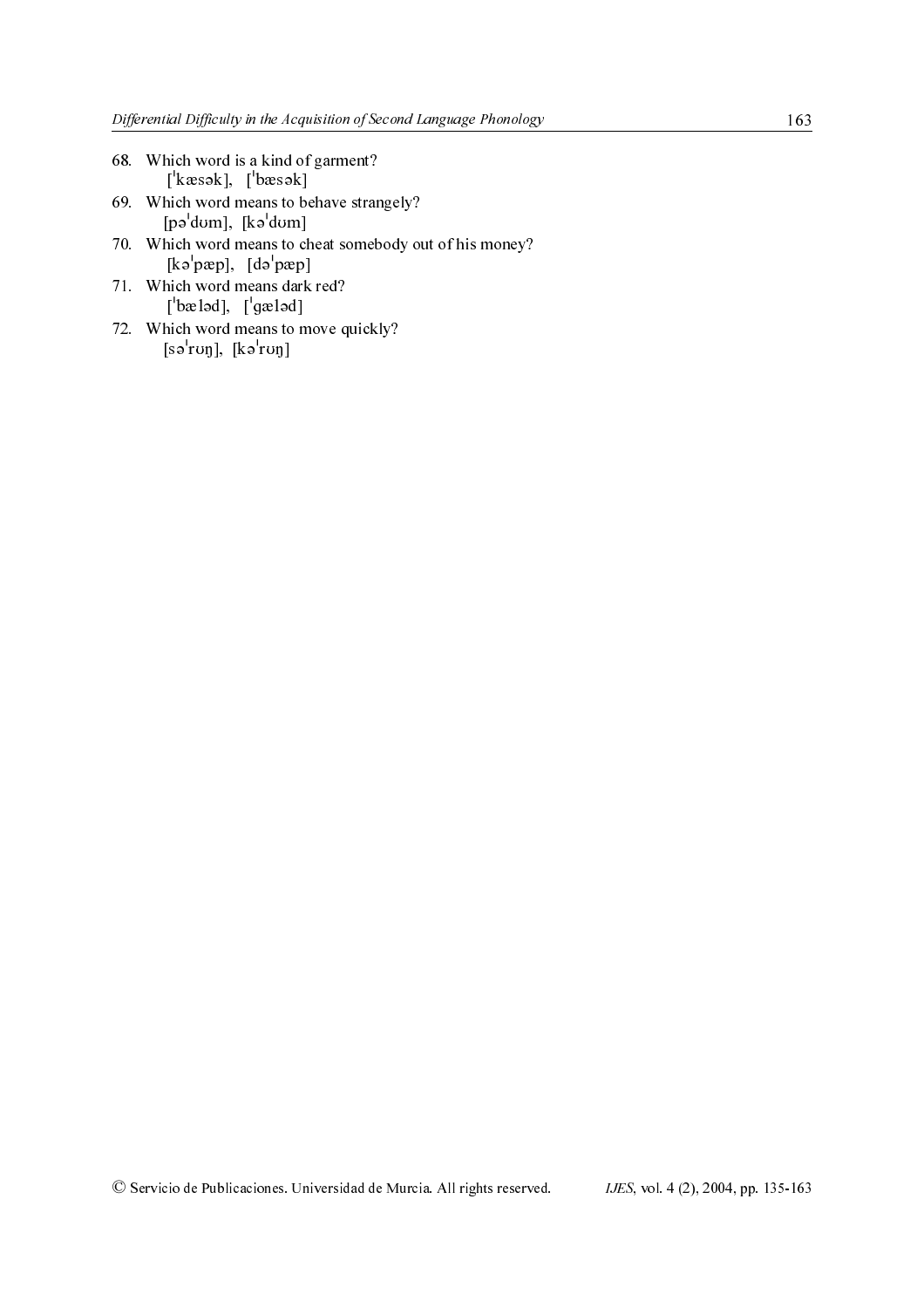68. Which word is a kind of garment?
    [ˈkæsək], [ˈbæsək]
69. Which word means to behave strangely?
    [pəˈdʊm], [kəˈdʊm]
70. Which word means to cheat somebody out of his money?
    [kəˈpæp], [dəˈpæp]
71. Which word means dark red?
    [ˈbæləd], [ˈgæləd]
72. Which word means to move quickly?
    [səˈrʊŋ], [kəˈrʊŋ]